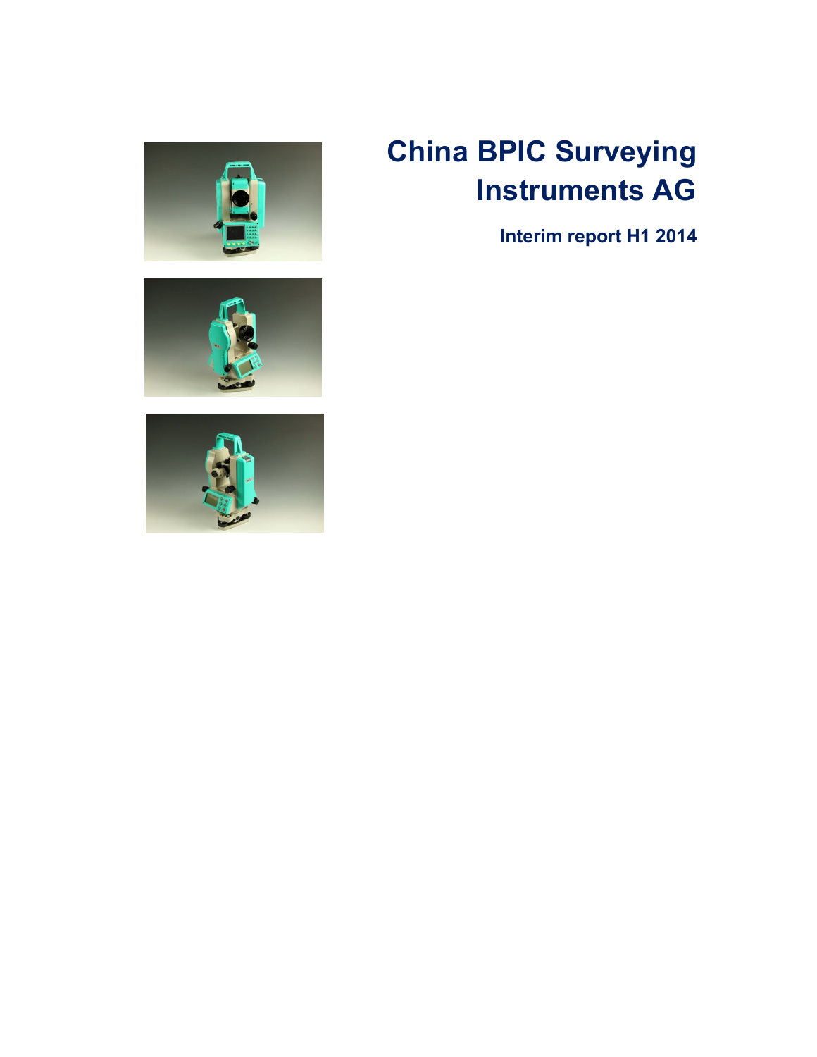# China BPIC Surveying Instruments AG

**Interim report H1 2014**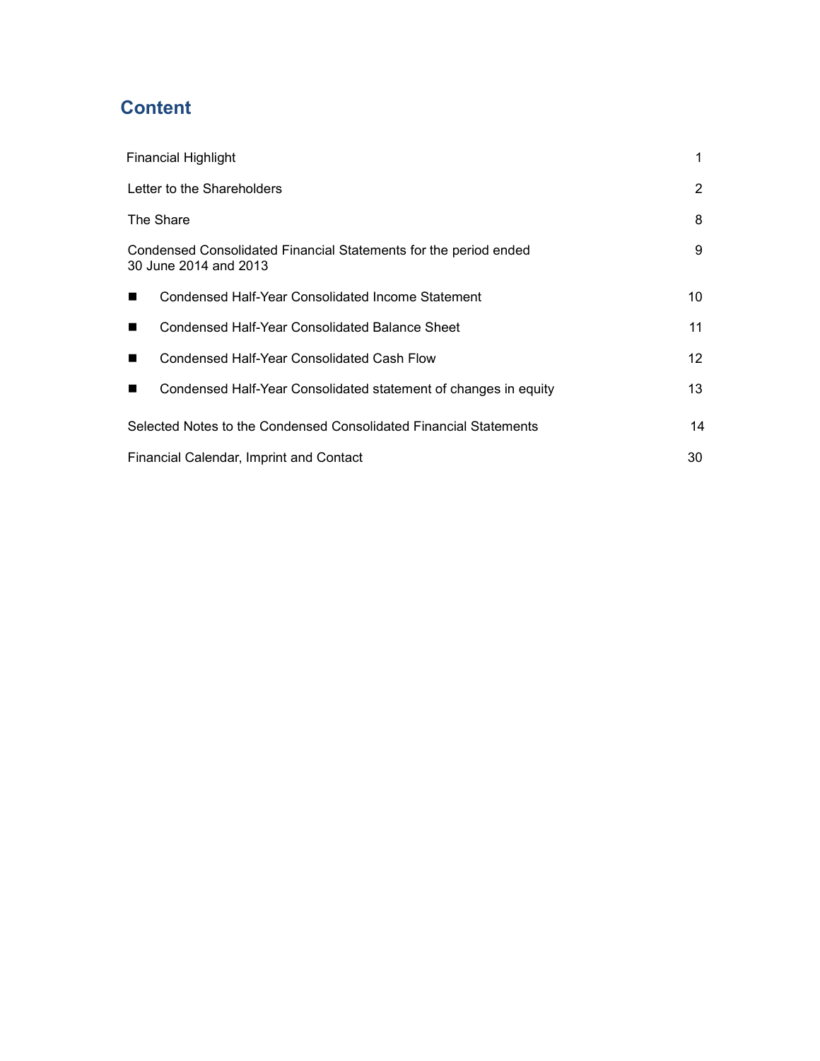## Content

| | |
|---|---|
| Financial Highlight | 1 |
| Letter to the Shareholders | 2 |
| The Share | 8 |
| Condensed Consolidated Financial Statements for the period ended 30 June 2014 and 2013 | 9 |
| ■ Condensed Half-Year Consolidated Income Statement | 10 |
| ■ Condensed Half-Year Consolidated Balance Sheet | 11 |
| ■ Condensed Half-Year Consolidated Cash Flow | 12 |
| ■ Condensed Half-Year Consolidated statement of changes in equity | 13 |
| Selected Notes to the Condensed Consolidated Financial Statements | 14 |
| Financial Calendar, Imprint and Contact | 30 |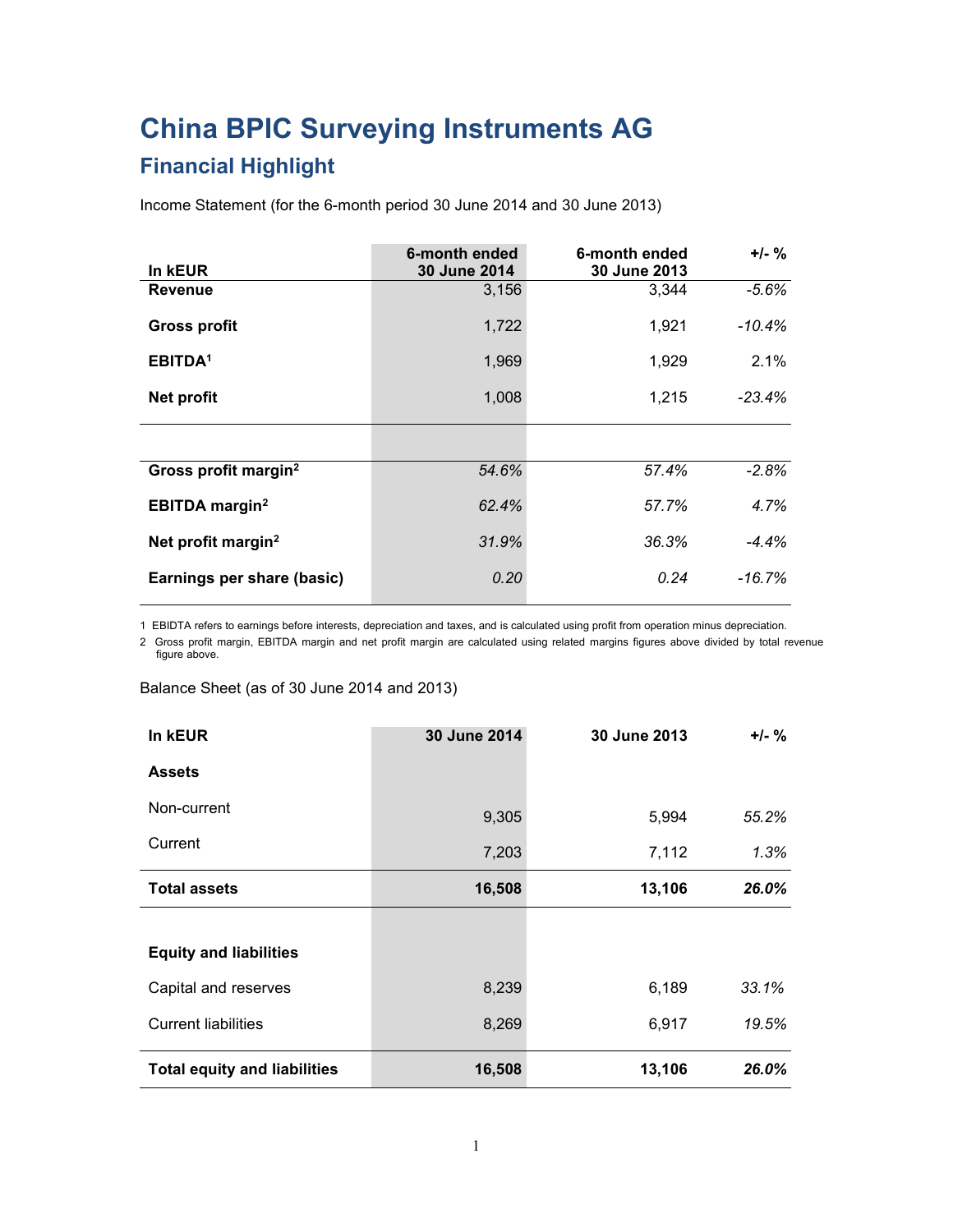# China BPIC Surveying Instruments AG

## Financial Highlight

Income Statement (for the 6-month period 30 June 2014 and 30 June 2013)

| In kEUR | 6-month ended 30 June 2014 | 6-month ended 30 June 2013 | +/- % |
|---|---|---|---|
| **Revenue** | 3,156 | 3,344 | *-5.6%* |
| **Gross profit** | 1,722 | 1,921 | *-10.4%* |
| **EBITDA**[1] | 1,969 | 1,929 | 2.1% |
| **Net profit** | 1,008 | 1,215 | *-23.4%* |
| | | | |
| **Gross profit margin**[2] | *54.6%* | *57.4%* | *-2.8%* |
| **EBITDA margin**[2] | *62.4%* | *57.7%* | *4.7%* |
| **Net profit margin**[2] | *31.9%* | *36.3%* | *-4.4%* |
| **Earnings per share (basic)** | *0.20* | *0.24* | *-16.7%* |

1 EBIDTA refers to earnings before interests, depreciation and taxes, and is calculated using profit from operation minus depreciation.

2 Gross profit margin, EBITDA margin and net profit margin are calculated using related margins figures above divided by total revenue figure above.

Balance Sheet (as of 30 June 2014 and 2013)

| In kEUR | 30 June 2014 | 30 June 2013 | +/- % |
|---|---|---|---|
| **Assets** | | | |
| Non-current | 9,305 | 5,994 | *55.2%* |
| Current | 7,203 | 7,112 | *1.3%* |
| **Total assets** | **16,508** | **13,106** | ***26.0%*** |
| | | | |
| **Equity and liabilities** | | | |
| Capital and reserves | 8,239 | 6,189 | *33.1%* |
| Current liabilities | 8,269 | 6,917 | *19.5%* |
| **Total equity and liabilities** | **16,508** | **13,106** | ***26.0%*** |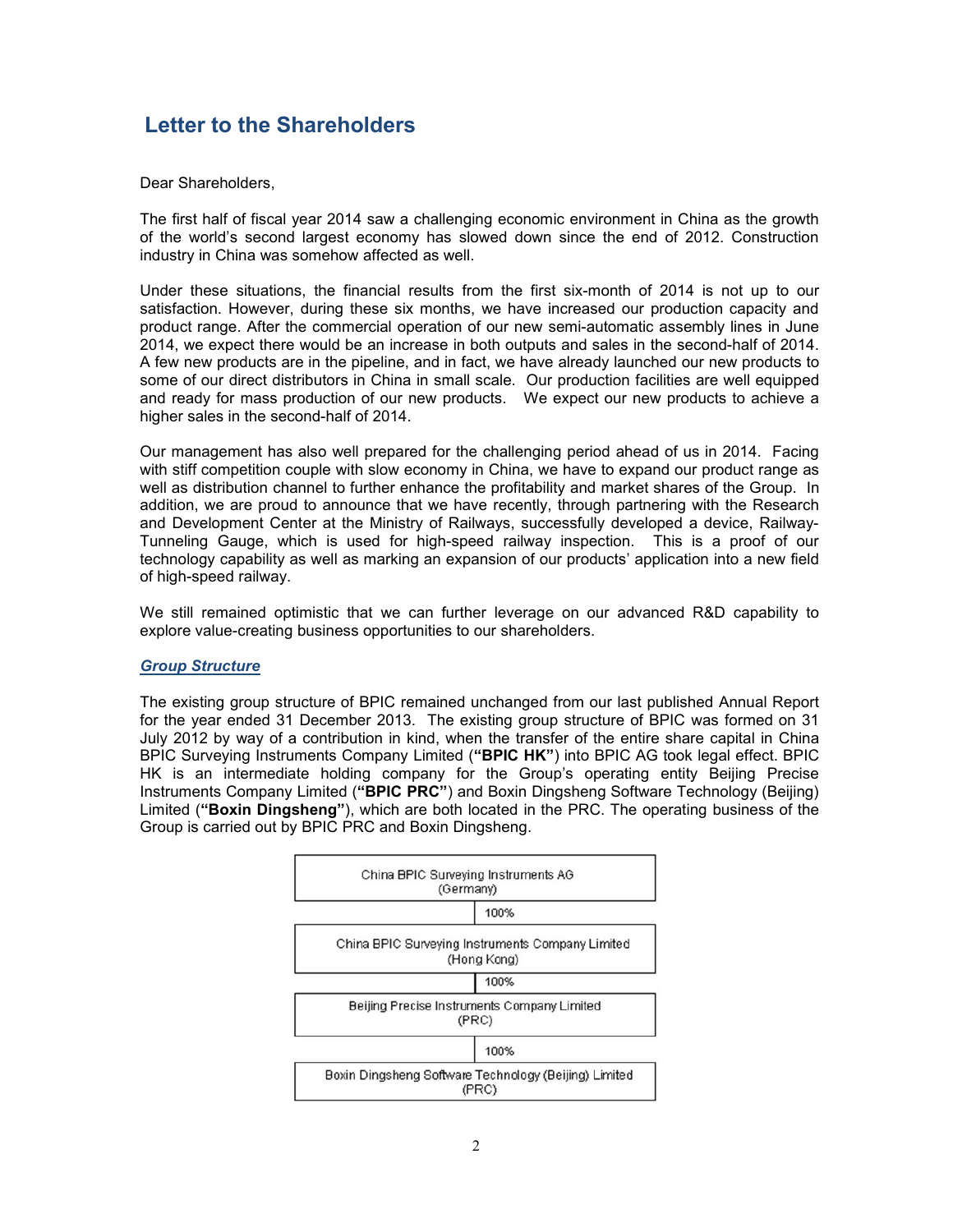# Letter to the Shareholders

Dear Shareholders,

The first half of fiscal year 2014 saw a challenging economic environment in China as the growth of the world's second largest economy has slowed down since the end of 2012. Construction industry in China was somehow affected as well.

Under these situations, the financial results from the first six-month of 2014 is not up to our satisfaction. However, during these six months, we have increased our production capacity and product range. After the commercial operation of our new semi-automatic assembly lines in June 2014, we expect there would be an increase in both outputs and sales in the second-half of 2014. A few new products are in the pipeline, and in fact, we have already launched our new products to some of our direct distributors in China in small scale. Our production facilities are well equipped and ready for mass production of our new products. We expect our new products to achieve a higher sales in the second-half of 2014.

Our management has also well prepared for the challenging period ahead of us in 2014. Facing with stiff competition couple with slow economy in China, we have to expand our product range as well as distribution channel to further enhance the profitability and market shares of the Group. In addition, we are proud to announce that we have recently, through partnering with the Research and Development Center at the Ministry of Railways, successfully developed a device, Railway-Tunneling Gauge, which is used for high-speed railway inspection. This is a proof of our technology capability as well as marking an expansion of our products' application into a new field of high-speed railway.

We still remained optimistic that we can further leverage on our advanced R&D capability to explore value-creating business opportunities to our shareholders.

***Group Structure***

The existing group structure of BPIC remained unchanged from our last published Annual Report for the year ended 31 December 2013. The existing group structure of BPIC was formed on 31 July 2012 by way of a contribution in kind, when the transfer of the entire share capital in China BPIC Surveying Instruments Company Limited (**"BPIC HK"**) into BPIC AG took legal effect. BPIC HK is an intermediate holding company for the Group's operating entity Beijing Precise Instruments Company Limited (**"BPIC PRC"**) and Boxin Dingsheng Software Technology (Beijing) Limited (**"Boxin Dingsheng"**), which are both located in the PRC. The operating business of the Group is carried out by BPIC PRC and Boxin Dingsheng.

China BPIC Surveying Instruments AG (Germany)

100%

China BPIC Surveying Instruments Company Limited (Hong Kong)

100%

Beijing Precise Instruments Company Limited (PRC)

100%

Boxin Dingsheng Software Technology (Beijing) Limited (PRC)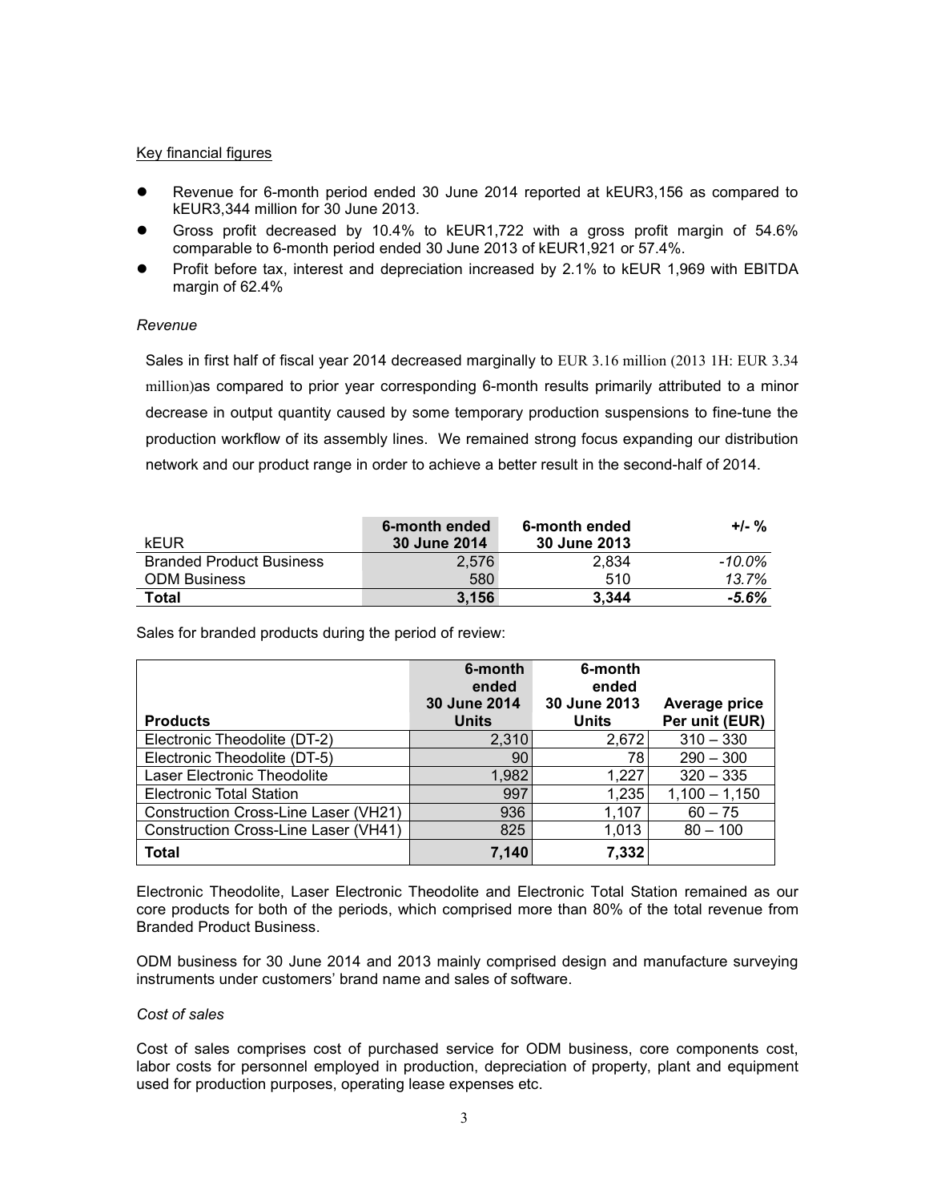Key financial figures

- Revenue for 6-month period ended 30 June 2014 reported at kEUR3,156 as compared to kEUR3,344 million for 30 June 2013.
- Gross profit decreased by 10.4% to kEUR1,722 with a gross profit margin of 54.6% comparable to 6-month period ended 30 June 2013 of kEUR1,921 or 57.4%.
- Profit before tax, interest and depreciation increased by 2.1% to kEUR 1,969 with EBITDA margin of 62.4%

*Revenue*

Sales in first half of fiscal year 2014 decreased marginally to EUR 3.16 million (2013 1H: EUR 3.34 million)as compared to prior year corresponding 6-month results primarily attributed to a minor decrease in output quantity caused by some temporary production suspensions to fine-tune the production workflow of its assembly lines. We remained strong focus expanding our distribution network and our product range in order to achieve a better result in the second-half of 2014.

| kEUR | 6-month ended 30 June 2014 | 6-month ended 30 June 2013 | +/- % |
|---|---|---|---|
| Branded Product Business | 2,576 | 2,834 | *-10.0%* |
| ODM Business | 580 | 510 | *13.7%* |
| **Total** | **3,156** | **3,344** | ***-5.6%*** |

Sales for branded products during the period of review:

| Products | 6-month ended 30 June 2014 Units | 6-month ended 30 June 2013 Units | Average price Per unit (EUR) |
|---|---|---|---|
| Electronic Theodolite (DT-2) | 2,310 | 2,672 | 310 – 330 |
| Electronic Theodolite (DT-5) | 90 | 78 | 290 – 300 |
| Laser Electronic Theodolite | 1,982 | 1,227 | 320 – 335 |
| Electronic Total Station | 997 | 1,235 | 1,100 – 1,150 |
| Construction Cross-Line Laser (VH21) | 936 | 1,107 | 60 – 75 |
| Construction Cross-Line Laser (VH41) | 825 | 1,013 | 80 – 100 |
| **Total** | **7,140** | **7,332** | |

Electronic Theodolite, Laser Electronic Theodolite and Electronic Total Station remained as our core products for both of the periods, which comprised more than 80% of the total revenue from Branded Product Business.

ODM business for 30 June 2014 and 2013 mainly comprised design and manufacture surveying instruments under customers' brand name and sales of software.

*Cost of sales*

Cost of sales comprises cost of purchased service for ODM business, core components cost, labor costs for personnel employed in production, depreciation of property, plant and equipment used for production purposes, operating lease expenses etc.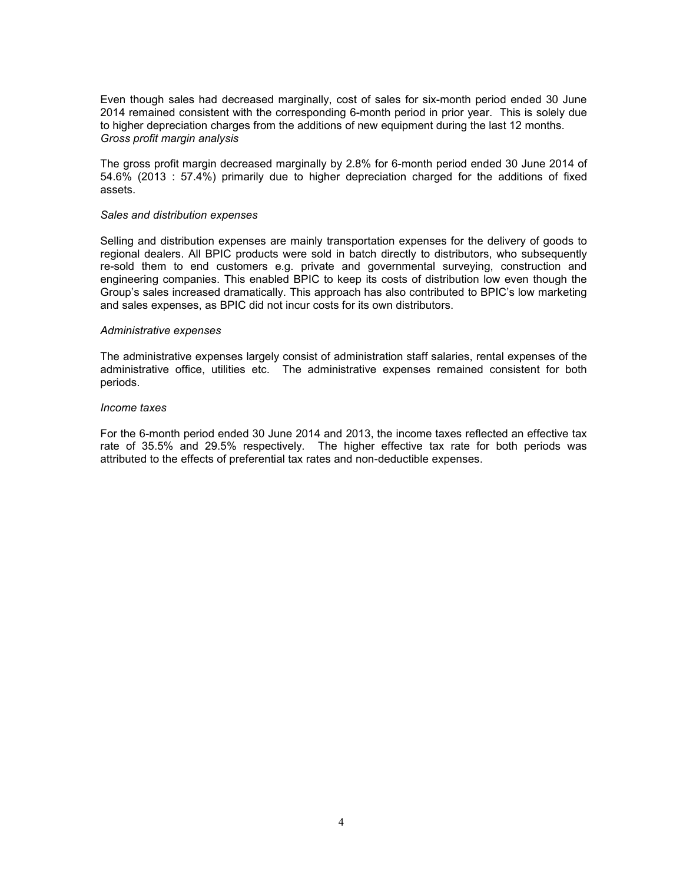Even though sales had decreased marginally, cost of sales for six-month period ended 30 June 2014 remained consistent with the corresponding 6-month period in prior year. This is solely due to higher depreciation charges from the additions of new equipment during the last 12 months.

*Gross profit margin analysis*

The gross profit margin decreased marginally by 2.8% for 6-month period ended 30 June 2014 of 54.6% (2013 : 57.4%) primarily due to higher depreciation charged for the additions of fixed assets.

*Sales and distribution expenses*

Selling and distribution expenses are mainly transportation expenses for the delivery of goods to regional dealers. All BPIC products were sold in batch directly to distributors, who subsequently re-sold them to end customers e.g. private and governmental surveying, construction and engineering companies. This enabled BPIC to keep its costs of distribution low even though the Group's sales increased dramatically. This approach has also contributed to BPIC's low marketing and sales expenses, as BPIC did not incur costs for its own distributors.

*Administrative expenses*

The administrative expenses largely consist of administration staff salaries, rental expenses of the administrative office, utilities etc. The administrative expenses remained consistent for both periods.

*Income taxes*

For the 6-month period ended 30 June 2014 and 2013, the income taxes reflected an effective tax rate of 35.5% and 29.5% respectively. The higher effective tax rate for both periods was attributed to the effects of preferential tax rates and non-deductible expenses.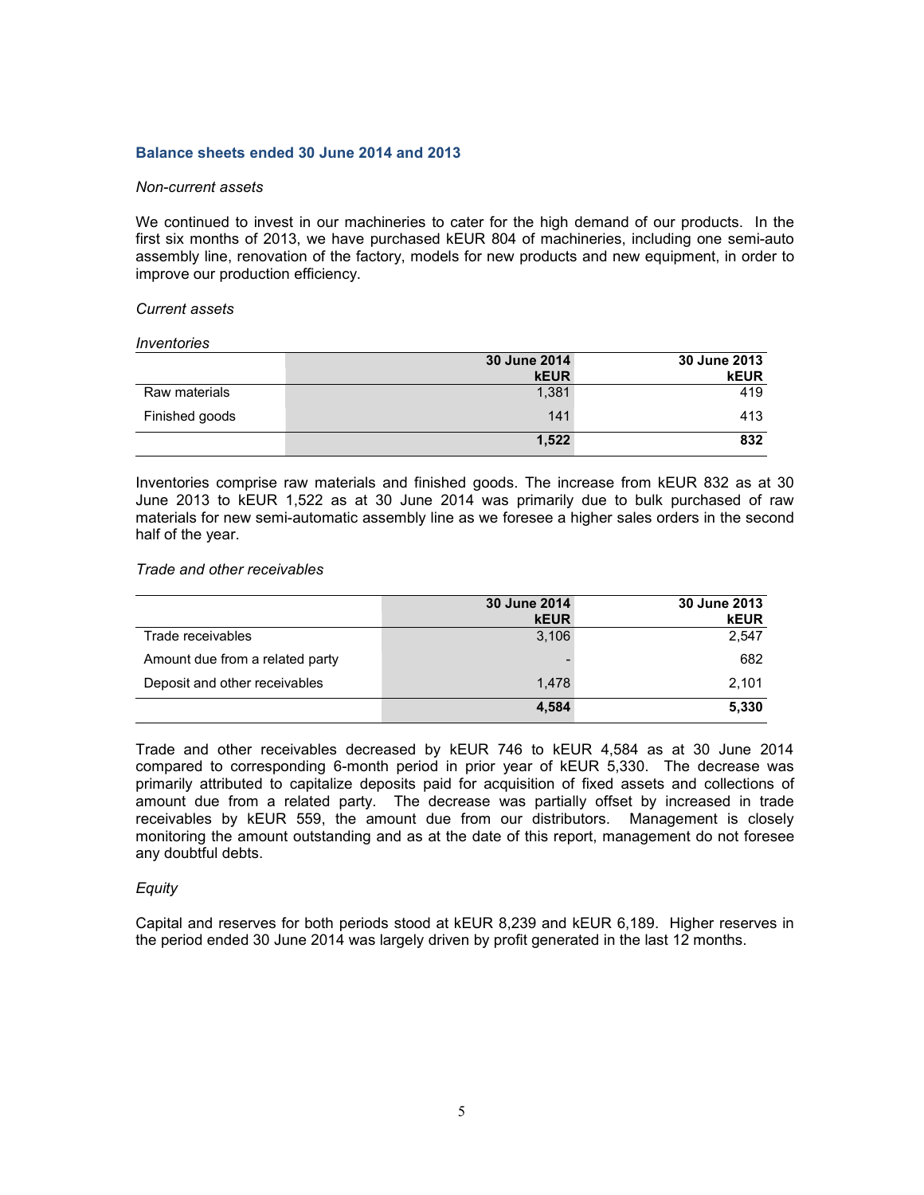### Balance sheets ended 30 June 2014 and 2013

*Non-current assets*

We continued to invest in our machineries to cater for the high demand of our products. In the first six months of 2013, we have purchased kEUR 804 of machineries, including one semi-auto assembly line, renovation of the factory, models for new products and new equipment, in order to improve our production efficiency.

*Current assets*

*Inventories*

| | 30 June 2014<br>kEUR | 30 June 2013<br>kEUR |
|---|---|---|
| Raw materials | 1,381 | 419 |
| Finished goods | 141 | 413 |
| | **1,522** | **832** |

Inventories comprise raw materials and finished goods. The increase from kEUR 832 as at 30 June 2013 to kEUR 1,522 as at 30 June 2014 was primarily due to bulk purchased of raw materials for new semi-automatic assembly line as we foresee a higher sales orders in the second half of the year.

*Trade and other receivables*

| | 30 June 2014<br>kEUR | 30 June 2013<br>kEUR |
|---|---|---|
| Trade receivables | 3,106 | 2,547 |
| Amount due from a related party | - | 682 |
| Deposit and other receivables | 1,478 | 2,101 |
| | **4,584** | **5,330** |

Trade and other receivables decreased by kEUR 746 to kEUR 4,584 as at 30 June 2014 compared to corresponding 6-month period in prior year of kEUR 5,330. The decrease was primarily attributed to capitalize deposits paid for acquisition of fixed assets and collections of amount due from a related party. The decrease was partially offset by increased in trade receivables by kEUR 559, the amount due from our distributors. Management is closely monitoring the amount outstanding and as at the date of this report, management do not foresee any doubtful debts.

*Equity*

Capital and reserves for both periods stood at kEUR 8,239 and kEUR 6,189. Higher reserves in the period ended 30 June 2014 was largely driven by profit generated in the last 12 months.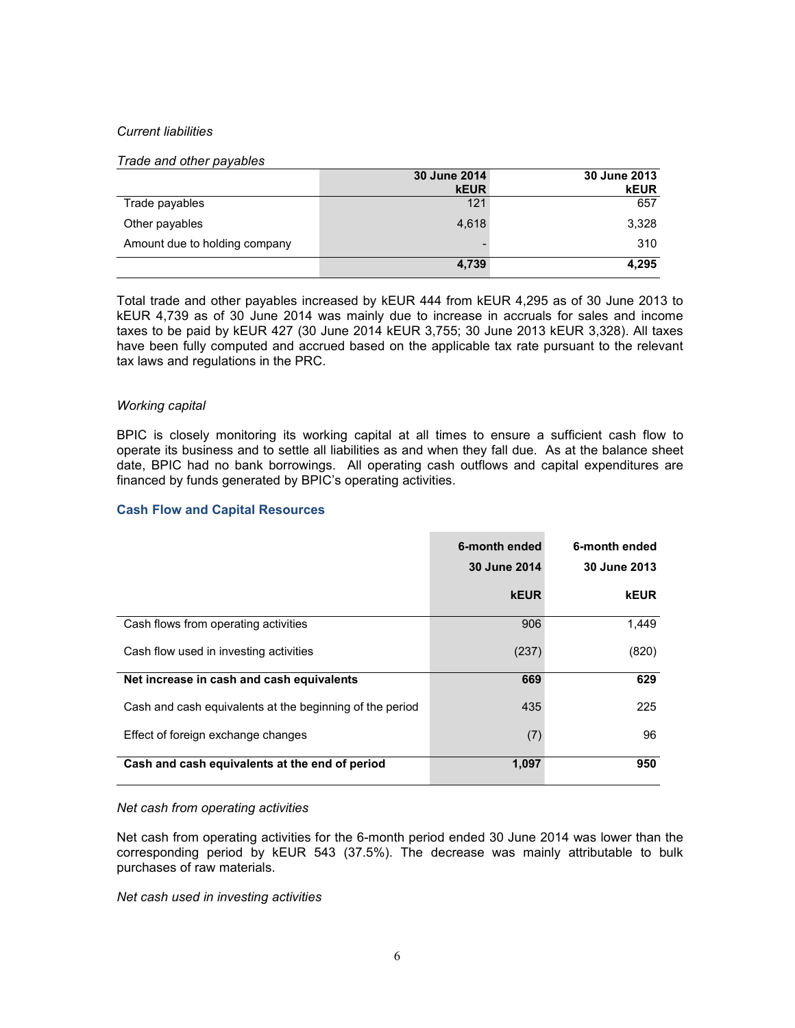*Current liabilities*

*Trade and other payables*

| | 30 June 2014 kEUR | 30 June 2013 kEUR |
|---|---|---|
| Trade payables | 121 | 657 |
| Other payables | 4,618 | 3,328 |
| Amount due to holding company | - | 310 |
| | **4,739** | **4,295** |

Total trade and other payables increased by kEUR 444 from kEUR 4,295 as of 30 June 2013 to kEUR 4,739 as of 30 June 2014 was mainly due to increase in accruals for sales and income taxes to be paid by kEUR 427 (30 June 2014 kEUR 3,755; 30 June 2013 kEUR 3,328). All taxes have been fully computed and accrued based on the applicable tax rate pursuant to the relevant tax laws and regulations in the PRC.

*Working capital*

BPIC is closely monitoring its working capital at all times to ensure a sufficient cash flow to operate its business and to settle all liabilities as and when they fall due. As at the balance sheet date, BPIC had no bank borrowings. All operating cash outflows and capital expenditures are financed by funds generated by BPIC's operating activities.

### Cash Flow and Capital Resources

| | 6-month ended 30 June 2014 kEUR | 6-month ended 30 June 2013 kEUR |
|---|---|---|
| Cash flows from operating activities | 906 | 1,449 |
| Cash flow used in investing activities | (237) | (820) |
| **Net increase in cash and cash equivalents** | **669** | **629** |
| Cash and cash equivalents at the beginning of the period | 435 | 225 |
| Effect of foreign exchange changes | (7) | 96 |
| **Cash and cash equivalents at the end of period** | **1,097** | **950** |

*Net cash from operating activities*

Net cash from operating activities for the 6-month period ended 30 June 2014 was lower than the corresponding period by kEUR 543 (37.5%). The decrease was mainly attributable to bulk purchases of raw materials.

*Net cash used in investing activities*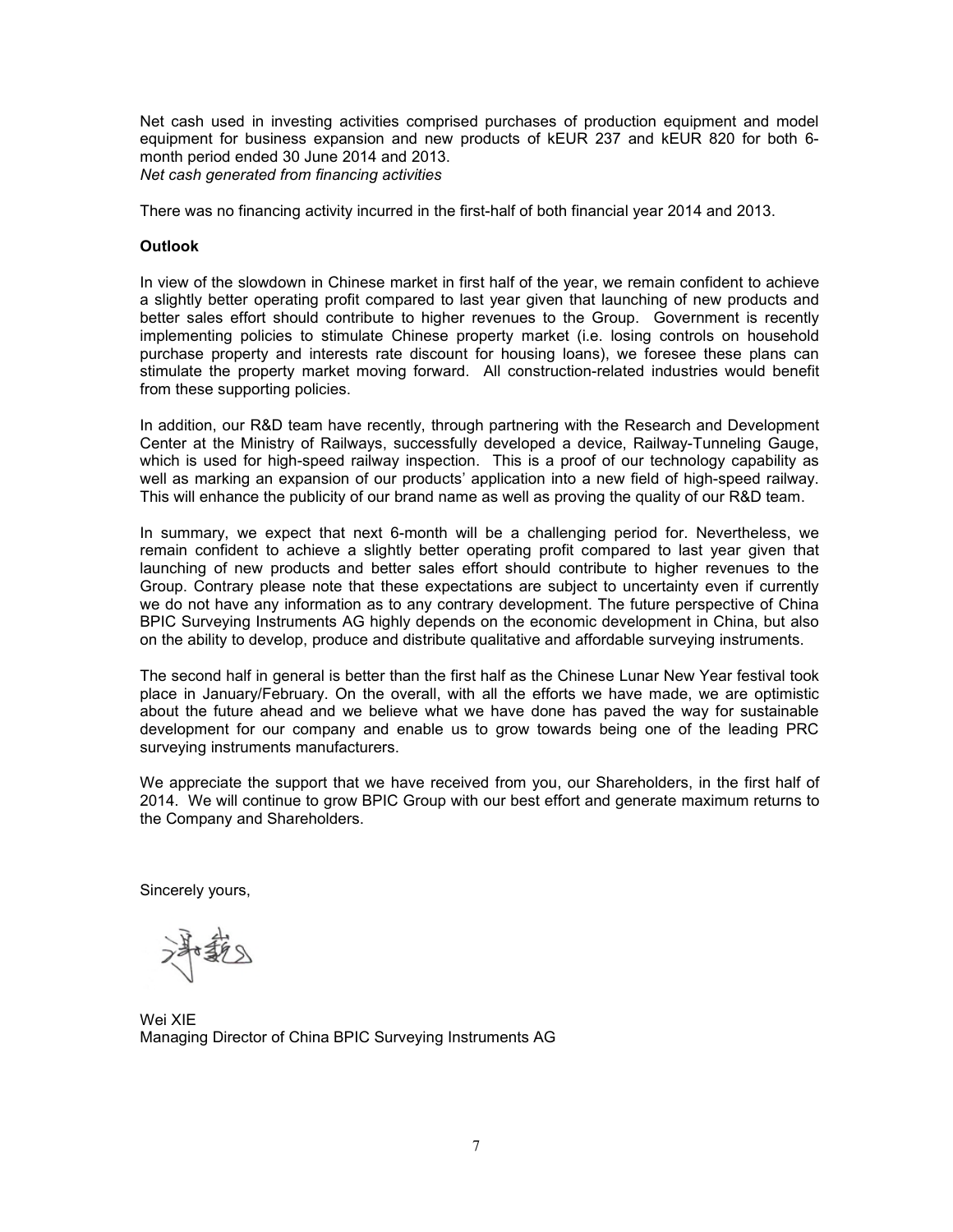Net cash used in investing activities comprised purchases of production equipment and model equipment for business expansion and new products of kEUR 237 and kEUR 820 for both 6-month period ended 30 June 2014 and 2013.

*Net cash generated from financing activities*

There was no financing activity incurred in the first-half of both financial year 2014 and 2013.

**Outlook**

In view of the slowdown in Chinese market in first half of the year, we remain confident to achieve a slightly better operating profit compared to last year given that launching of new products and better sales effort should contribute to higher revenues to the Group. Government is recently implementing policies to stimulate Chinese property market (i.e. losing controls on household purchase property and interests rate discount for housing loans), we foresee these plans can stimulate the property market moving forward. All construction-related industries would benefit from these supporting policies.

In addition, our R&D team have recently, through partnering with the Research and Development Center at the Ministry of Railways, successfully developed a device, Railway-Tunneling Gauge, which is used for high-speed railway inspection. This is a proof of our technology capability as well as marking an expansion of our products' application into a new field of high-speed railway. This will enhance the publicity of our brand name as well as proving the quality of our R&D team.

In summary, we expect that next 6-month will be a challenging period for. Nevertheless, we remain confident to achieve a slightly better operating profit compared to last year given that launching of new products and better sales effort should contribute to higher revenues to the Group. Contrary please note that these expectations are subject to uncertainty even if currently we do not have any information as to any contrary development. The future perspective of China BPIC Surveying Instruments AG highly depends on the economic development in China, but also on the ability to develop, produce and distribute qualitative and affordable surveying instruments.

The second half in general is better than the first half as the Chinese Lunar New Year festival took place in January/February. On the overall, with all the efforts we have made, we are optimistic about the future ahead and we believe what we have done has paved the way for sustainable development for our company and enable us to grow towards being one of the leading PRC surveying instruments manufacturers.

We appreciate the support that we have received from you, our Shareholders, in the first half of 2014. We will continue to grow BPIC Group with our best effort and generate maximum returns to the Company and Shareholders.

Sincerely yours,

Wei XIE
Managing Director of China BPIC Surveying Instruments AG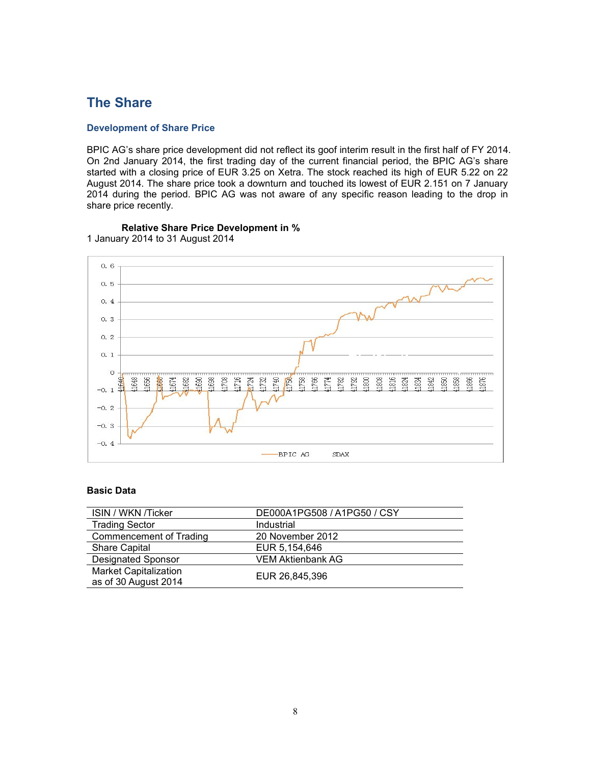## The Share

### Development of Share Price

BPIC AG's share price development did not reflect its goof interim result in the first half of FY 2014. On 2nd January 2014, the first trading day of the current financial period, the BPIC AG's share started with a closing price of EUR 3.25 on Xetra. The stock reached its high of EUR 5.22 on 22 August 2014. The share price took a downturn and touched its lowest of EUR 2.151 on 7 January 2014 during the period. BPIC AG was not aware of any specific reason leading to the drop in share price recently.

**Relative Share Price Development in %**
1 January 2014 to 31 August 2014

### Basic Data

| | |
|---|---|
| ISIN / WKN /Ticker | DE000A1PG508 / A1PG50 / CSY |
| Trading Sector | Industrial |
| Commencement of Trading | 20 November 2012 |
| Share Capital | EUR 5,154,646 |
| Designated Sponsor | VEM Aktienbank AG |
| Market Capitalization as of 30 August 2014 | EUR 26,845,396 |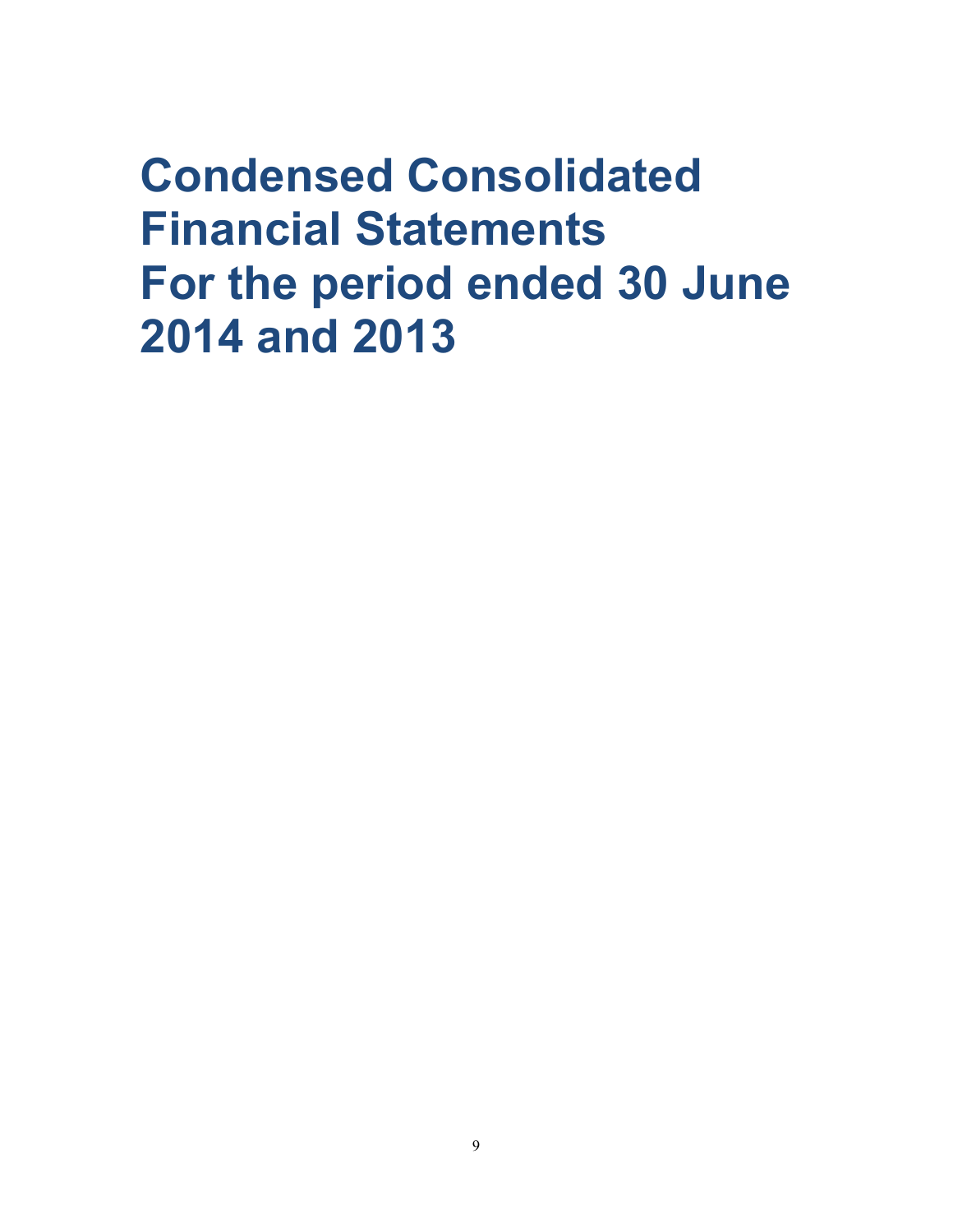# Condensed Consolidated Financial Statements For the period ended 30 June 2014 and 2013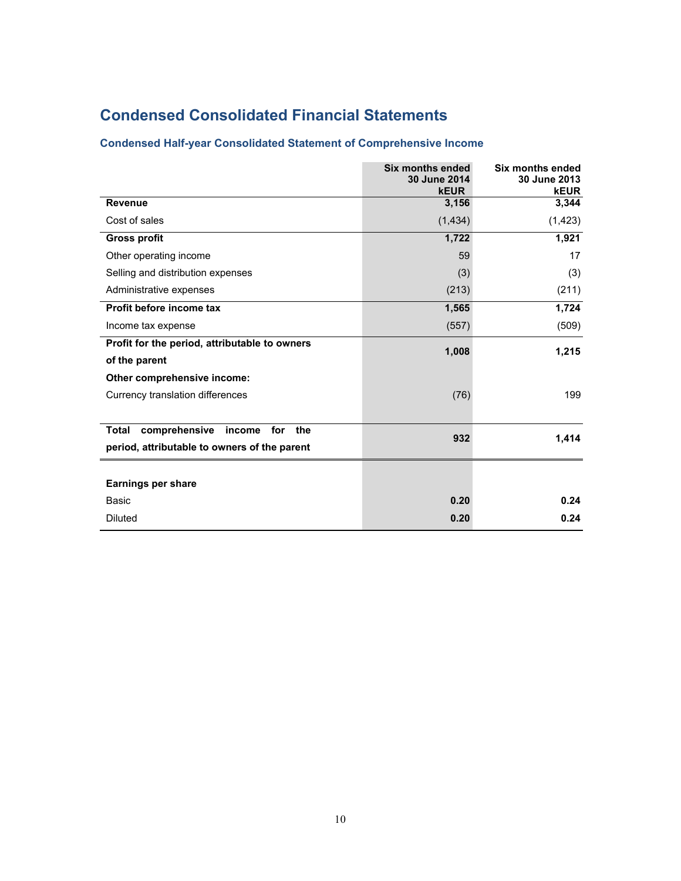# Condensed Consolidated Financial Statements

## Condensed Half-year Consolidated Statement of Comprehensive Income

| | Six months ended 30 June 2014 kEUR | Six months ended 30 June 2013 kEUR |
|---|---|---|
| **Revenue** | **3,156** | **3,344** |
| Cost of sales | (1,434) | (1,423) |
| **Gross profit** | **1,722** | **1,921** |
| Other operating income | 59 | 17 |
| Selling and distribution expenses | (3) | (3) |
| Administrative expenses | (213) | (211) |
| **Profit before income tax** | **1,565** | **1,724** |
| Income tax expense | (557) | (509) |
| **Profit for the period, attributable to owners of the parent** | **1,008** | **1,215** |
| **Other comprehensive income:** | | |
| Currency translation differences | (76) | 199 |
| **Total comprehensive income for the period, attributable to owners of the parent** | **932** | **1,414** |
| | | |
| **Earnings per share** | | |
| Basic | **0.20** | **0.24** |
| Diluted | **0.20** | **0.24** |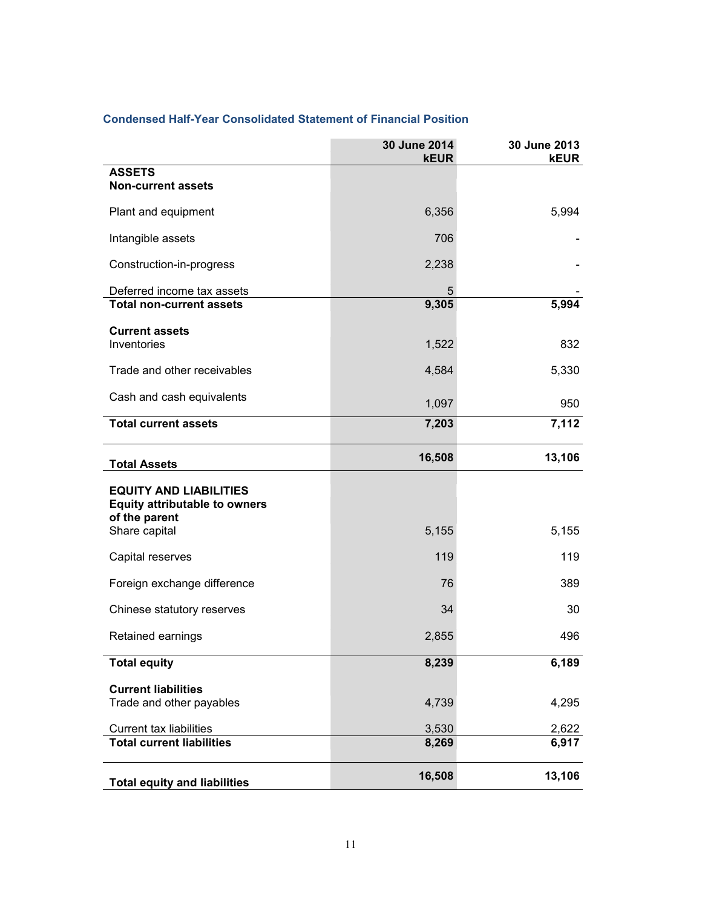### Condensed Half-Year Consolidated Statement of Financial Position

| | 30 June 2014 kEUR | 30 June 2013 kEUR |
|---|---|---|
| **ASSETS** | | |
| **Non-current assets** | | |
| Plant and equipment | 6,356 | 5,994 |
| Intangible assets | 706 | - |
| Construction-in-progress | 2,238 | - |
| Deferred income tax assets | 5 | - |
| **Total non-current assets** | **9,305** | **5,994** |
| **Current assets** | | |
| Inventories | 1,522 | 832 |
| Trade and other receivables | 4,584 | 5,330 |
| Cash and cash equivalents | 1,097 | 950 |
| **Total current assets** | **7,203** | **7,112** |
| **Total Assets** | **16,508** | **13,106** |
| **EQUITY AND LIABILITIES** | | |
| **Equity attributable to owners of the parent** | | |
| Share capital | 5,155 | 5,155 |
| Capital reserves | 119 | 119 |
| Foreign exchange difference | 76 | 389 |
| Chinese statutory reserves | 34 | 30 |
| Retained earnings | 2,855 | 496 |
| **Total equity** | **8,239** | **6,189** |
| **Current liabilities** | | |
| Trade and other payables | 4,739 | 4,295 |
| Current tax liabilities | 3,530 | 2,622 |
| **Total current liabilities** | **8,269** | **6,917** |
| **Total equity and liabilities** | **16,508** | **13,106** |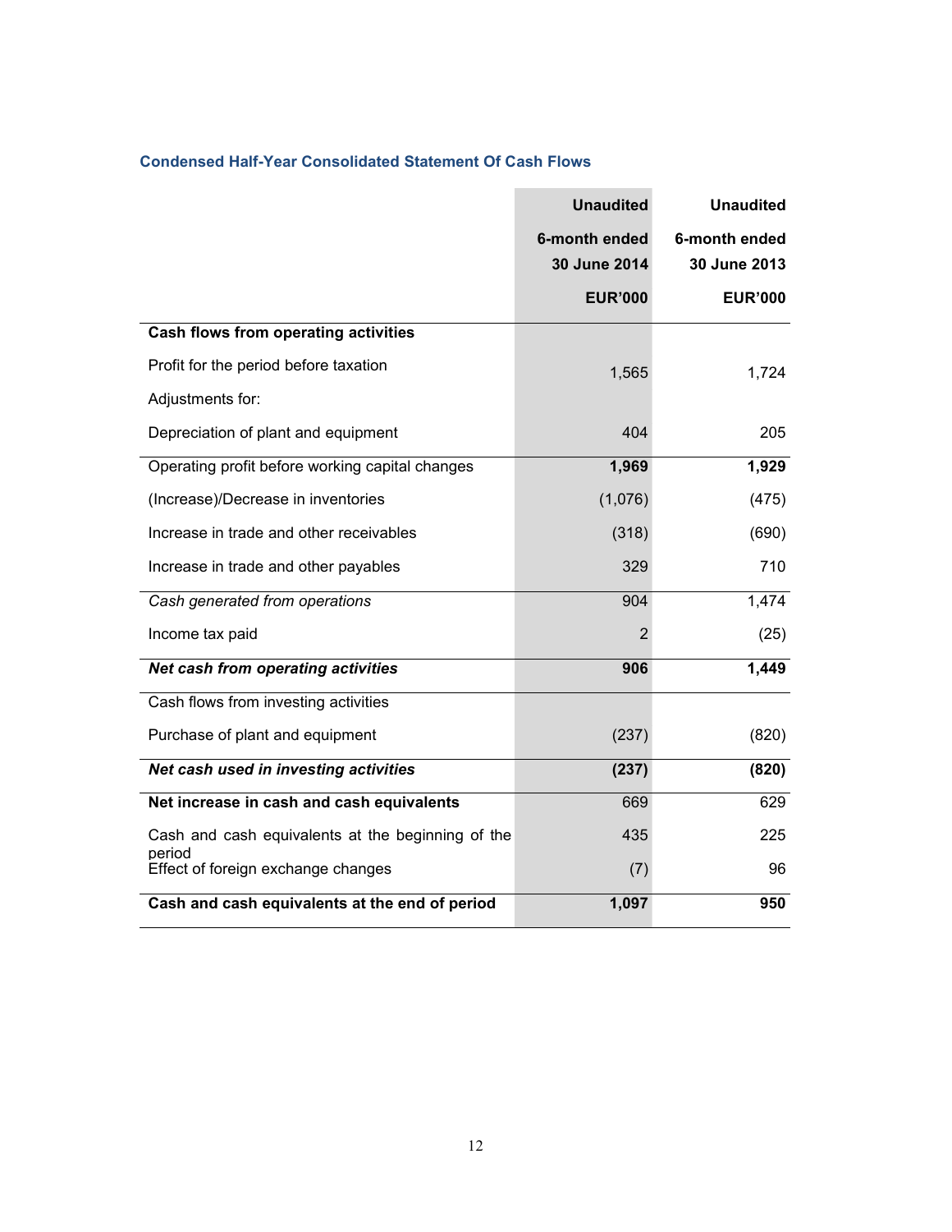### Condensed Half-Year Consolidated Statement Of Cash Flows

| | Unaudited | Unaudited |
|---|---|---|
| | 6-month ended 30 June 2014 | 6-month ended 30 June 2013 |
| | EUR'000 | EUR'000 |
| **Cash flows from operating activities** | | |
| Profit for the period before taxation | 1,565 | 1,724 |
| Adjustments for: | | |
| Depreciation of plant and equipment | 404 | 205 |
| Operating profit before working capital changes | **1,969** | **1,929** |
| (Increase)/Decrease in inventories | (1,076) | (475) |
| Increase in trade and other receivables | (318) | (690) |
| Increase in trade and other payables | 329 | 710 |
| *Cash generated from operations* | 904 | 1,474 |
| Income tax paid | 2 | (25) |
| ***Net cash from operating activities*** | **906** | **1,449** |
| Cash flows from investing activities | | |
| Purchase of plant and equipment | (237) | (820) |
| ***Net cash used in investing activities*** | **(237)** | **(820)** |
| **Net increase in cash and cash equivalents** | 669 | 629 |
| Cash and cash equivalents at the beginning of the period | 435 | 225 |
| Effect of foreign exchange changes | (7) | 96 |
| **Cash and cash equivalents at the end of period** | **1,097** | **950** |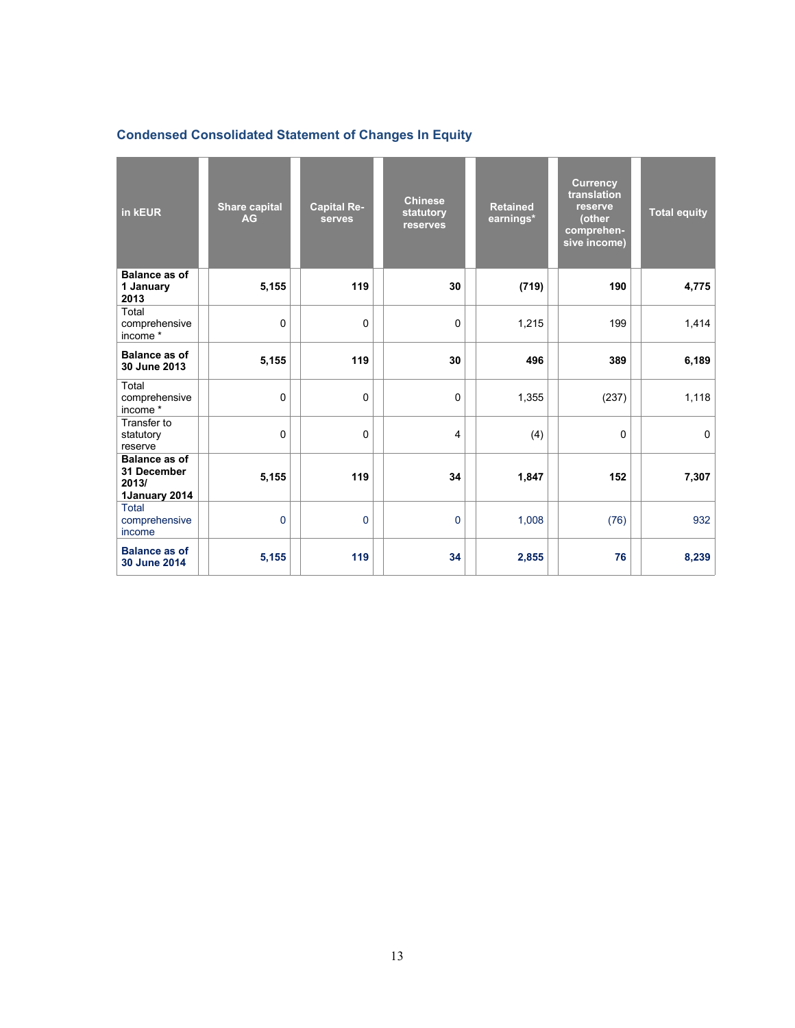## Condensed Consolidated Statement of Changes In Equity

| in kEUR | Share capital AG | Capital Re-serves | Chinese statutory reserves | Retained earnings* | Currency translation reserve (other comprehen-sive income) | Total equity |
|---|---|---|---|---|---|---|
| **Balance as of 1 January 2013** | **5,155** | **119** | **30** | **(719)** | **190** | **4,775** |
| Total comprehensive income * | 0 | 0 | 0 | 1,215 | 199 | 1,414 |
| **Balance as of 30 June 2013** | **5,155** | **119** | **30** | **496** | **389** | **6,189** |
| Total comprehensive income * | 0 | 0 | 0 | 1,355 | (237) | 1,118 |
| Transfer to statutory reserve | 0 | 0 | 4 | (4) | 0 | 0 |
| **Balance as of 31 December 2013/ 1January 2014** | **5,155** | **119** | **34** | **1,847** | **152** | **7,307** |
| Total comprehensive income | 0 | 0 | 0 | 1,008 | (76) | 932 |
| **Balance as of 30 June 2014** | **5,155** | **119** | **34** | **2,855** | **76** | **8,239** |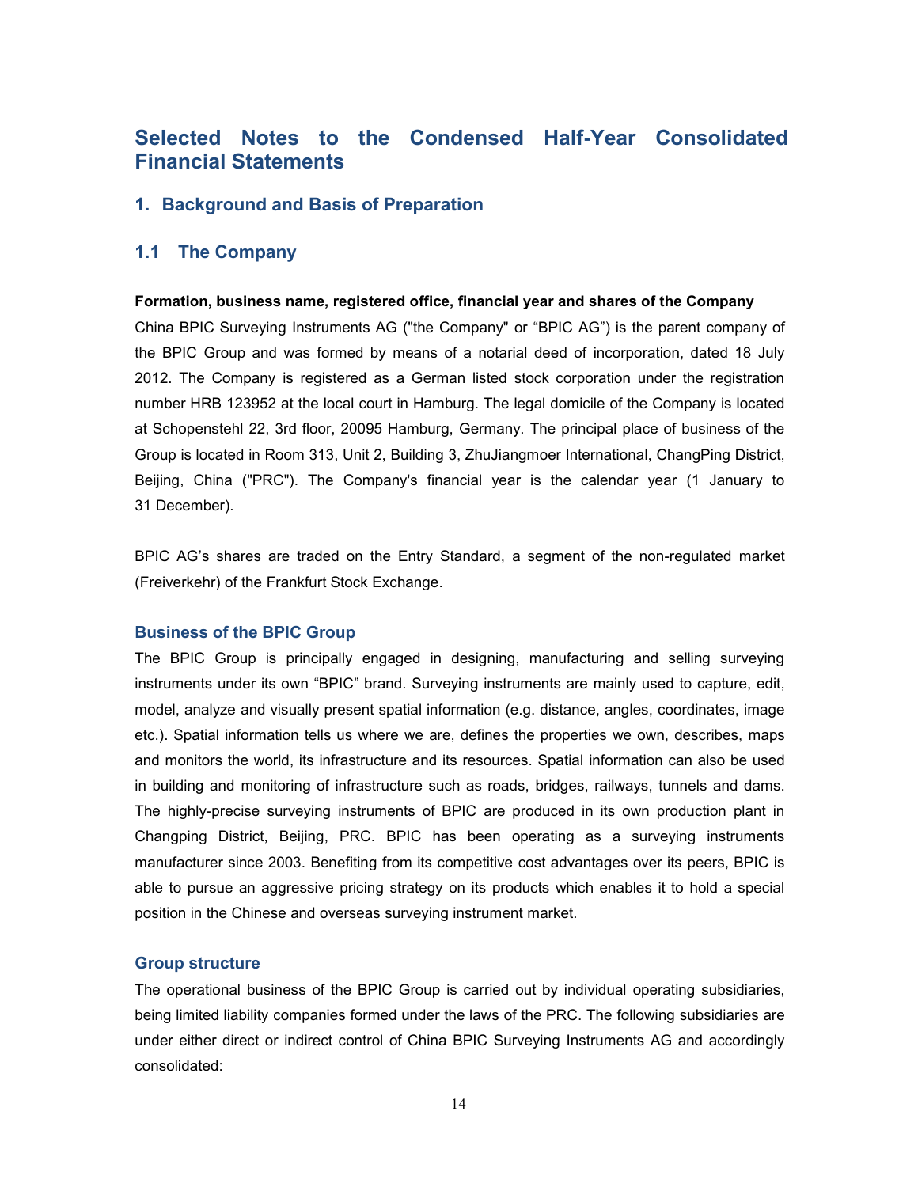# Selected Notes to the Condensed Half-Year Consolidated Financial Statements

## 1. Background and Basis of Preparation

### 1.1 The Company

**Formation, business name, registered office, financial year and shares of the Company**

China BPIC Surveying Instruments AG ("the Company" or "BPIC AG") is the parent company of the BPIC Group and was formed by means of a notarial deed of incorporation, dated 18 July 2012. The Company is registered as a German listed stock corporation under the registration number HRB 123952 at the local court in Hamburg. The legal domicile of the Company is located at Schopenstehl 22, 3rd floor, 20095 Hamburg, Germany. The principal place of business of the Group is located in Room 313, Unit 2, Building 3, ZhuJiangmoer International, ChangPing District, Beijing, China ("PRC"). The Company's financial year is the calendar year (1 January to 31 December).

BPIC AG's shares are traded on the Entry Standard, a segment of the non-regulated market (Freiverkehr) of the Frankfurt Stock Exchange.

#### Business of the BPIC Group

The BPIC Group is principally engaged in designing, manufacturing and selling surveying instruments under its own "BPIC" brand. Surveying instruments are mainly used to capture, edit, model, analyze and visually present spatial information (e.g. distance, angles, coordinates, image etc.). Spatial information tells us where we are, defines the properties we own, describes, maps and monitors the world, its infrastructure and its resources. Spatial information can also be used in building and monitoring of infrastructure such as roads, bridges, railways, tunnels and dams. The highly-precise surveying instruments of BPIC are produced in its own production plant in Changping District, Beijing, PRC. BPIC has been operating as a surveying instruments manufacturer since 2003. Benefiting from its competitive cost advantages over its peers, BPIC is able to pursue an aggressive pricing strategy on its products which enables it to hold a special position in the Chinese and overseas surveying instrument market.

#### Group structure

The operational business of the BPIC Group is carried out by individual operating subsidiaries, being limited liability companies formed under the laws of the PRC. The following subsidiaries are under either direct or indirect control of China BPIC Surveying Instruments AG and accordingly consolidated: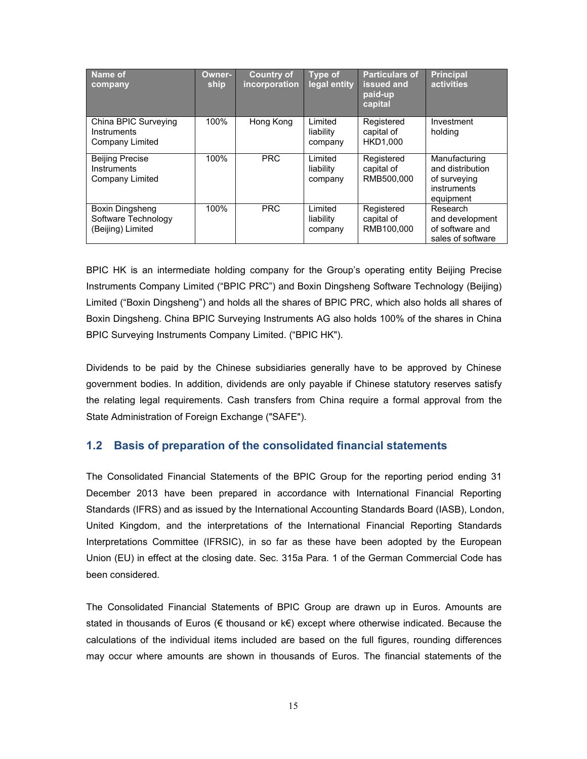| Name of company | Owner-ship | Country of incorporation | Type of legal entity | Particulars of issued and paid-up capital | Principal activities |
|---|---|---|---|---|---|
| China BPIC Surveying Instruments Company Limited | 100% | Hong Kong | Limited liability company | Registered capital of HKD1,000 | Investment holding |
| Beijing Precise Instruments Company Limited | 100% | PRC | Limited liability company | Registered capital of RMB500,000 | Manufacturing and distribution of surveying instruments equipment |
| Boxin Dingsheng Software Technology (Beijing) Limited | 100% | PRC | Limited liability company | Registered capital of RMB100,000 | Research and development of software and sales of software |

BPIC HK is an intermediate holding company for the Group's operating entity Beijing Precise Instruments Company Limited ("BPIC PRC") and Boxin Dingsheng Software Technology (Beijing) Limited ("Boxin Dingsheng") and holds all the shares of BPIC PRC, which also holds all shares of Boxin Dingsheng. China BPIC Surveying Instruments AG also holds 100% of the shares in China BPIC Surveying Instruments Company Limited. ("BPIC HK").

Dividends to be paid by the Chinese subsidiaries generally have to be approved by Chinese government bodies. In addition, dividends are only payable if Chinese statutory reserves satisfy the relating legal requirements. Cash transfers from China require a formal approval from the State Administration of Foreign Exchange ("SAFE").

## 1.2 Basis of preparation of the consolidated financial statements

The Consolidated Financial Statements of the BPIC Group for the reporting period ending 31 December 2013 have been prepared in accordance with International Financial Reporting Standards (IFRS) and as issued by the International Accounting Standards Board (IASB), London, United Kingdom, and the interpretations of the International Financial Reporting Standards Interpretations Committee (IFRSIC), in so far as these have been adopted by the European Union (EU) in effect at the closing date. Sec. 315a Para. 1 of the German Commercial Code has been considered.

The Consolidated Financial Statements of BPIC Group are drawn up in Euros. Amounts are stated in thousands of Euros (€ thousand or k€) except where otherwise indicated. Because the calculations of the individual items included are based on the full figures, rounding differences may occur where amounts are shown in thousands of Euros. The financial statements of the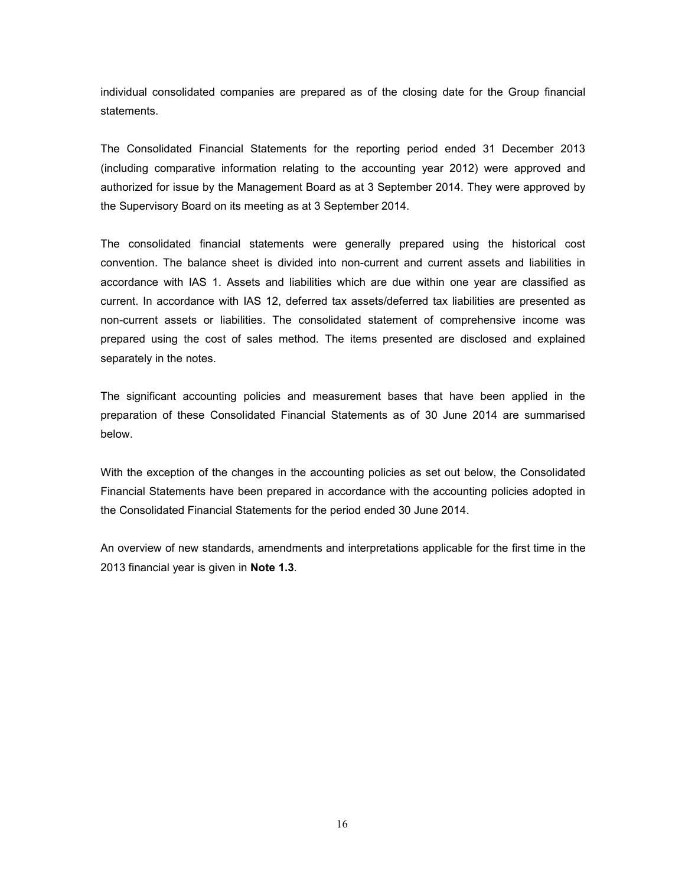individual consolidated companies are prepared as of the closing date for the Group financial statements.

The Consolidated Financial Statements for the reporting period ended 31 December 2013 (including comparative information relating to the accounting year 2012) were approved and authorized for issue by the Management Board as at 3 September 2014. They were approved by the Supervisory Board on its meeting as at 3 September 2014.

The consolidated financial statements were generally prepared using the historical cost convention. The balance sheet is divided into non-current and current assets and liabilities in accordance with IAS 1. Assets and liabilities which are due within one year are classified as current. In accordance with IAS 12, deferred tax assets/deferred tax liabilities are presented as non-current assets or liabilities. The consolidated statement of comprehensive income was prepared using the cost of sales method. The items presented are disclosed and explained separately in the notes.

The significant accounting policies and measurement bases that have been applied in the preparation of these Consolidated Financial Statements as of 30 June 2014 are summarised below.

With the exception of the changes in the accounting policies as set out below, the Consolidated Financial Statements have been prepared in accordance with the accounting policies adopted in the Consolidated Financial Statements for the period ended 30 June 2014.

An overview of new standards, amendments and interpretations applicable for the first time in the 2013 financial year is given in **Note 1.3**.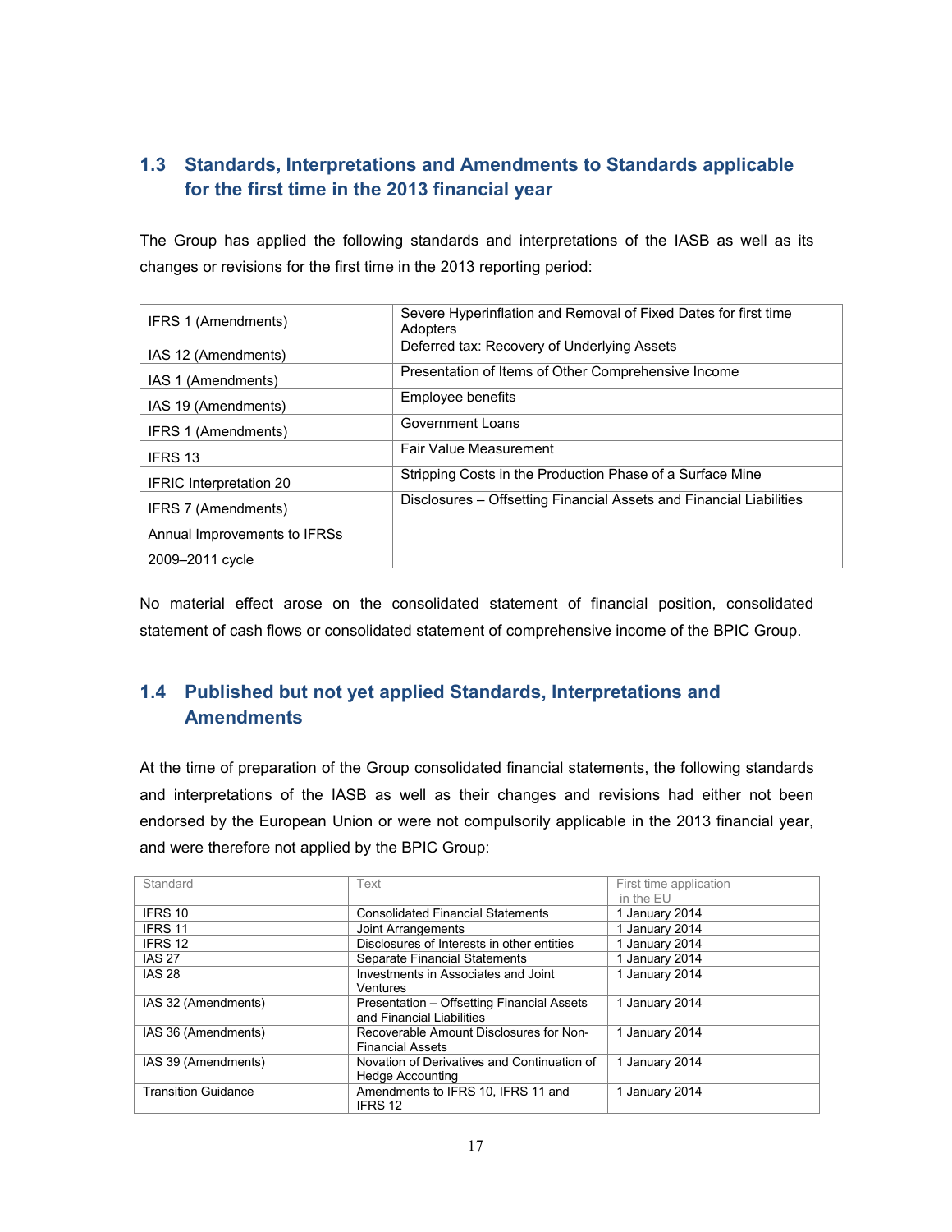## 1.3 Standards, Interpretations and Amendments to Standards applicable for the first time in the 2013 financial year

The Group has applied the following standards and interpretations of the IASB as well as its changes or revisions for the first time in the 2013 reporting period:

| | |
|---|---|
| IFRS 1 (Amendments) | Severe Hyperinflation and Removal of Fixed Dates for first time Adopters |
| IAS 12 (Amendments) | Deferred tax: Recovery of Underlying Assets |
| IAS 1 (Amendments) | Presentation of Items of Other Comprehensive Income |
| IAS 19 (Amendments) | Employee benefits |
| IFRS 1 (Amendments) | Government Loans |
| IFRS 13 | Fair Value Measurement |
| IFRIC Interpretation 20 | Stripping Costs in the Production Phase of a Surface Mine |
| IFRS 7 (Amendments) | Disclosures – Offsetting Financial Assets and Financial Liabilities |
| Annual Improvements to IFRSs 2009–2011 cycle | |

No material effect arose on the consolidated statement of financial position, consolidated statement of cash flows or consolidated statement of comprehensive income of the BPIC Group.

## 1.4 Published but not yet applied Standards, Interpretations and Amendments

At the time of preparation of the Group consolidated financial statements, the following standards and interpretations of the IASB as well as their changes and revisions had either not been endorsed by the European Union or were not compulsorily applicable in the 2013 financial year, and were therefore not applied by the BPIC Group:

| Standard | Text | First time application in the EU |
|---|---|---|
| IFRS 10 | Consolidated Financial Statements | 1 January 2014 |
| IFRS 11 | Joint Arrangements | 1 January 2014 |
| IFRS 12 | Disclosures of Interests in other entities | 1 January 2014 |
| IAS 27 | Separate Financial Statements | 1 January 2014 |
| IAS 28 | Investments in Associates and Joint Ventures | 1 January 2014 |
| IAS 32 (Amendments) | Presentation – Offsetting Financial Assets and Financial Liabilities | 1 January 2014 |
| IAS 36 (Amendments) | Recoverable Amount Disclosures for Non-Financial Assets | 1 January 2014 |
| IAS 39 (Amendments) | Novation of Derivatives and Continuation of Hedge Accounting | 1 January 2014 |
| Transition Guidance | Amendments to IFRS 10, IFRS 11 and IFRS 12 | 1 January 2014 |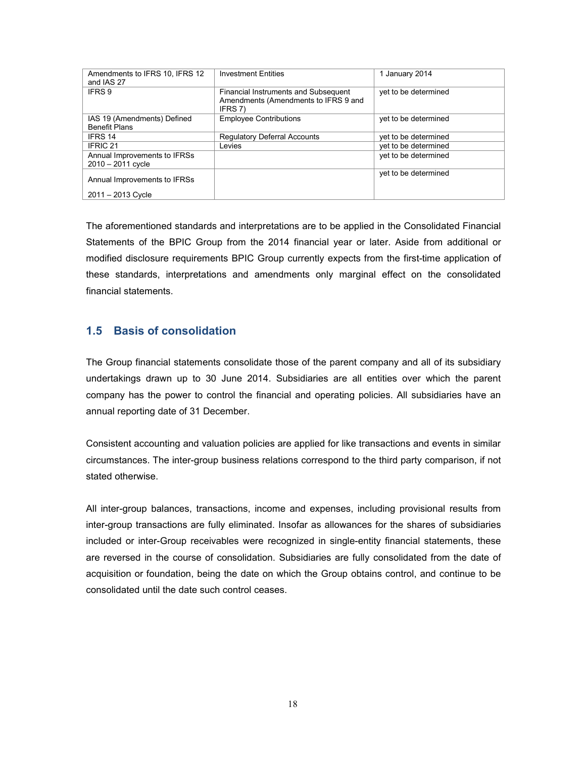| | | |
|---|---|---|
| Amendments to IFRS 10, IFRS 12 and IAS 27 | Investment Entities | 1 January 2014 |
| IFRS 9 | Financial Instruments and Subsequent Amendments (Amendments to IFRS 9 and IFRS 7) | yet to be determined |
| IAS 19 (Amendments) Defined Benefit Plans | Employee Contributions | yet to be determined |
| IFRS 14 | Regulatory Deferral Accounts | yet to be determined |
| IFRIC 21 | Levies | yet to be determined |
| Annual Improvements to IFRSs 2010 – 2011 cycle | | yet to be determined |
| Annual Improvements to IFRSs 2011 – 2013 Cycle | | yet to be determined |

The aforementioned standards and interpretations are to be applied in the Consolidated Financial Statements of the BPIC Group from the 2014 financial year or later. Aside from additional or modified disclosure requirements BPIC Group currently expects from the first-time application of these standards, interpretations and amendments only marginal effect on the consolidated financial statements.

## 1.5 Basis of consolidation

The Group financial statements consolidate those of the parent company and all of its subsidiary undertakings drawn up to 30 June 2014. Subsidiaries are all entities over which the parent company has the power to control the financial and operating policies. All subsidiaries have an annual reporting date of 31 December.

Consistent accounting and valuation policies are applied for like transactions and events in similar circumstances. The inter-group business relations correspond to the third party comparison, if not stated otherwise.

All inter-group balances, transactions, income and expenses, including provisional results from inter-group transactions are fully eliminated. Insofar as allowances for the shares of subsidiaries included or inter-Group receivables were recognized in single-entity financial statements, these are reversed in the course of consolidation. Subsidiaries are fully consolidated from the date of acquisition or foundation, being the date on which the Group obtains control, and continue to be consolidated until the date such control ceases.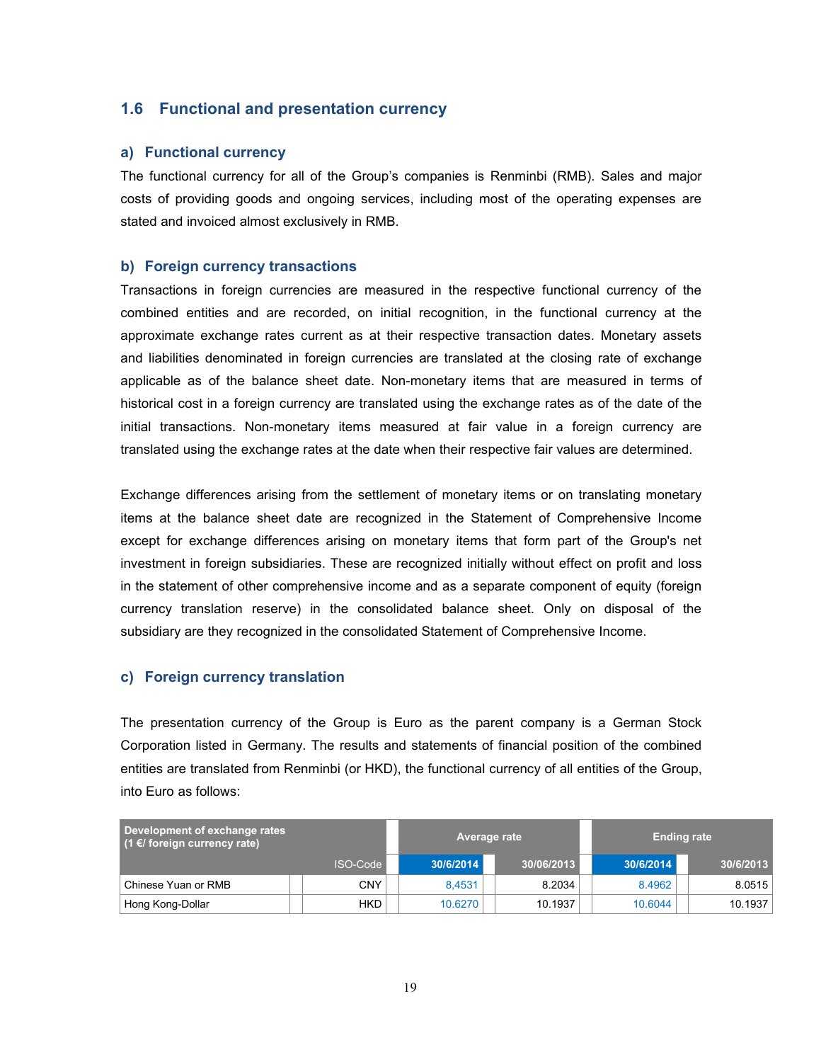## 1.6 Functional and presentation currency

### a) Functional currency

The functional currency for all of the Group's companies is Renminbi (RMB). Sales and major costs of providing goods and ongoing services, including most of the operating expenses are stated and invoiced almost exclusively in RMB.

### b) Foreign currency transactions

Transactions in foreign currencies are measured in the respective functional currency of the combined entities and are recorded, on initial recognition, in the functional currency at the approximate exchange rates current as at their respective transaction dates. Monetary assets and liabilities denominated in foreign currencies are translated at the closing rate of exchange applicable as of the balance sheet date. Non-monetary items that are measured in terms of historical cost in a foreign currency are translated using the exchange rates as of the date of the initial transactions. Non-monetary items measured at fair value in a foreign currency are translated using the exchange rates at the date when their respective fair values are determined.

Exchange differences arising from the settlement of monetary items or on translating monetary items at the balance sheet date are recognized in the Statement of Comprehensive Income except for exchange differences arising on monetary items that form part of the Group's net investment in foreign subsidiaries. These are recognized initially without effect on profit and loss in the statement of other comprehensive income and as a separate component of equity (foreign currency translation reserve) in the consolidated balance sheet. Only on disposal of the subsidiary are they recognized in the consolidated Statement of Comprehensive Income.

### c) Foreign currency translation

The presentation currency of the Group is Euro as the parent company is a German Stock Corporation listed in Germany. The results and statements of financial position of the combined entities are translated from Renminbi (or HKD), the functional currency of all entities of the Group, into Euro as follows:

| Development of exchange rates (1 €/ foreign currency rate) | | Average rate | | Ending rate | |
|---|---|---|---|---|---|
| | ISO-Code | 30/6/2014 | 30/06/2013 | 30/6/2014 | 30/6/2013 |
| Chinese Yuan or RMB | CNY | 8,4531 | 8.2034 | 8.4962 | 8.0515 |
| Hong Kong-Dollar | HKD | 10.6270 | 10.1937 | 10.6044 | 10.1937 |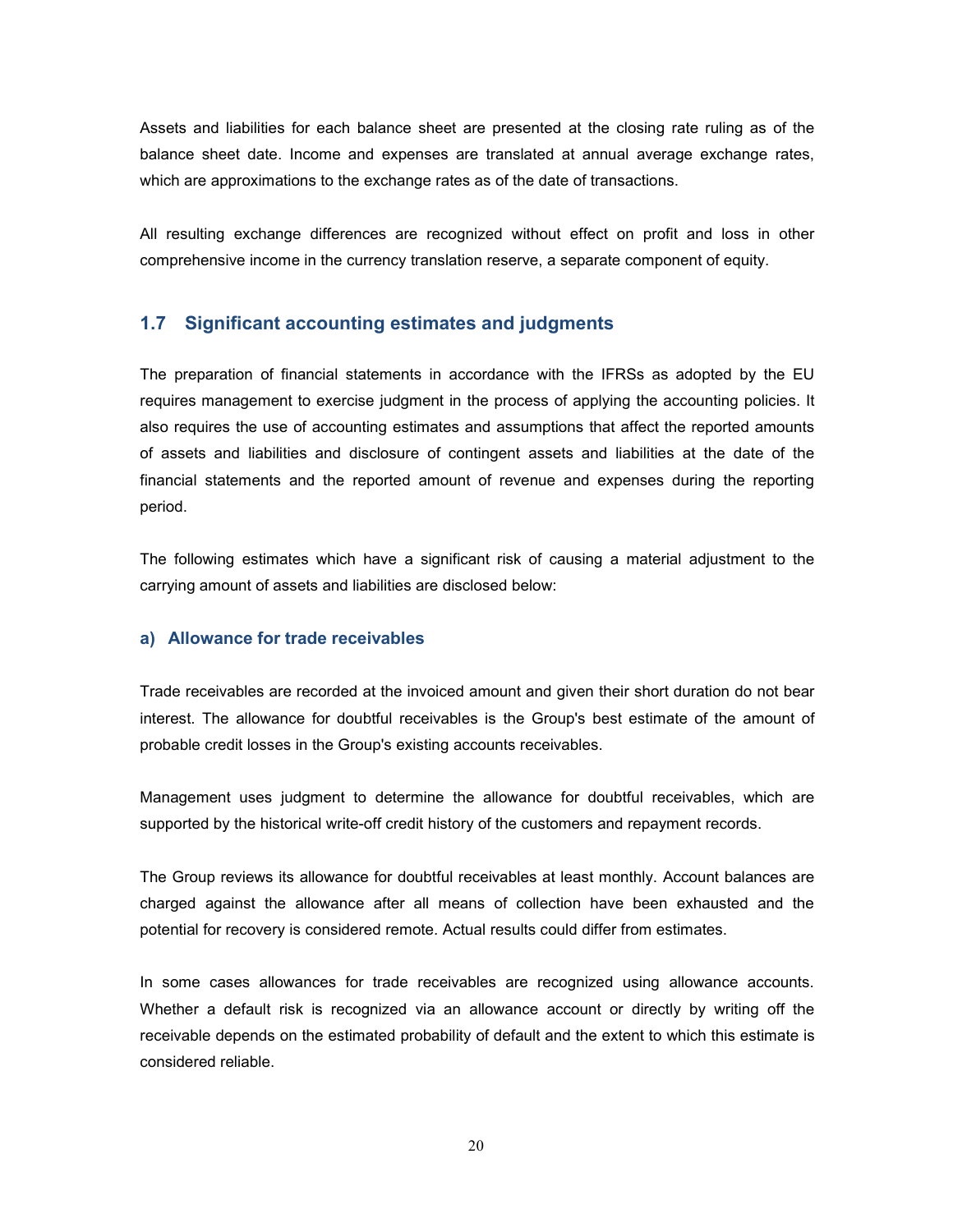Assets and liabilities for each balance sheet are presented at the closing rate ruling as of the balance sheet date. Income and expenses are translated at annual average exchange rates, which are approximations to the exchange rates as of the date of transactions.

All resulting exchange differences are recognized without effect on profit and loss in other comprehensive income in the currency translation reserve, a separate component of equity.

## 1.7 Significant accounting estimates and judgments

The preparation of financial statements in accordance with the IFRSs as adopted by the EU requires management to exercise judgment in the process of applying the accounting policies. It also requires the use of accounting estimates and assumptions that affect the reported amounts of assets and liabilities and disclosure of contingent assets and liabilities at the date of the financial statements and the reported amount of revenue and expenses during the reporting period.

The following estimates which have a significant risk of causing a material adjustment to the carrying amount of assets and liabilities are disclosed below:

### a) Allowance for trade receivables

Trade receivables are recorded at the invoiced amount and given their short duration do not bear interest. The allowance for doubtful receivables is the Group's best estimate of the amount of probable credit losses in the Group's existing accounts receivables.

Management uses judgment to determine the allowance for doubtful receivables, which are supported by the historical write-off credit history of the customers and repayment records.

The Group reviews its allowance for doubtful receivables at least monthly. Account balances are charged against the allowance after all means of collection have been exhausted and the potential for recovery is considered remote. Actual results could differ from estimates.

In some cases allowances for trade receivables are recognized using allowance accounts. Whether a default risk is recognized via an allowance account or directly by writing off the receivable depends on the estimated probability of default and the extent to which this estimate is considered reliable.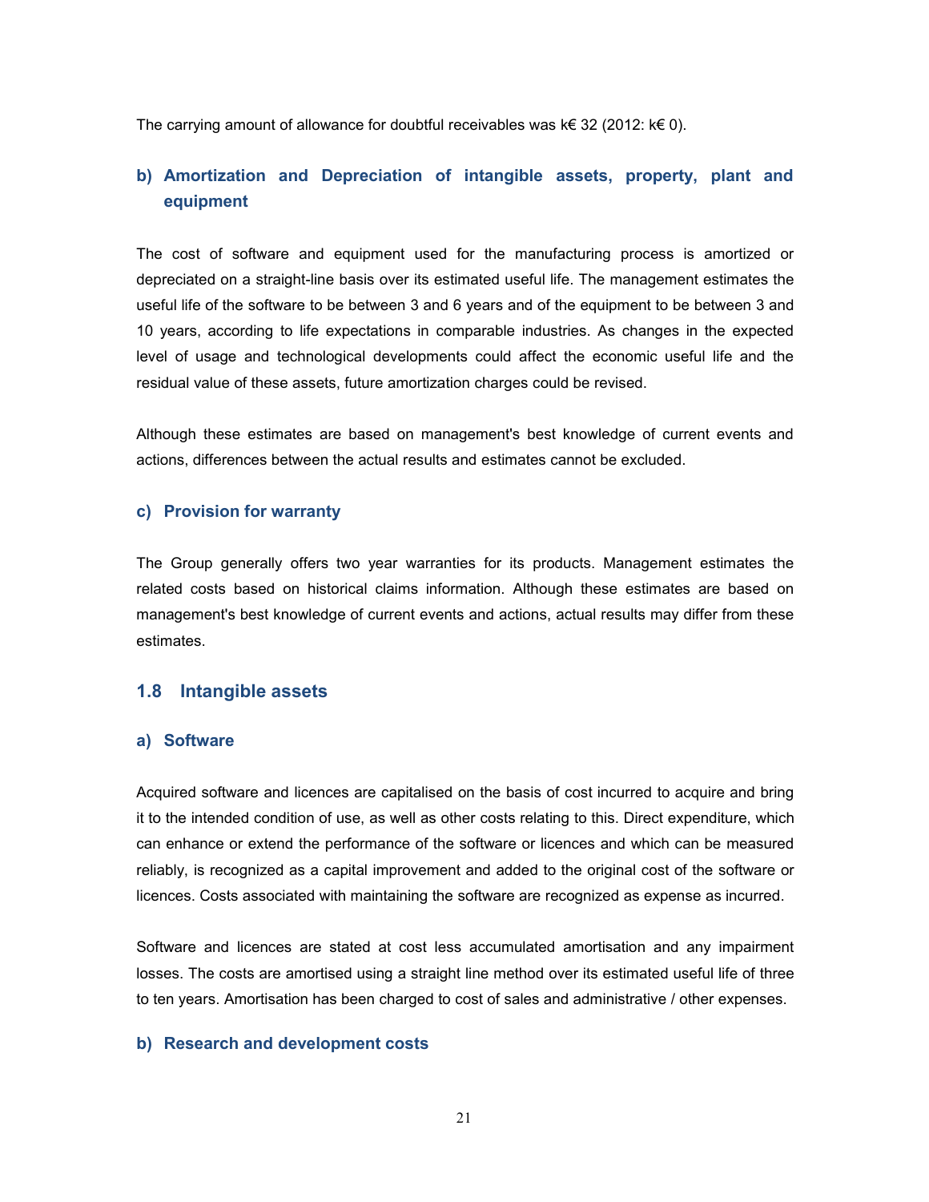The carrying amount of allowance for doubtful receivables was k€ 32 (2012: k€ 0).

### b) Amortization and Depreciation of intangible assets, property, plant and equipment

The cost of software and equipment used for the manufacturing process is amortized or depreciated on a straight-line basis over its estimated useful life. The management estimates the useful life of the software to be between 3 and 6 years and of the equipment to be between 3 and 10 years, according to life expectations in comparable industries. As changes in the expected level of usage and technological developments could affect the economic useful life and the residual value of these assets, future amortization charges could be revised.

Although these estimates are based on management's best knowledge of current events and actions, differences between the actual results and estimates cannot be excluded.

### c) Provision for warranty

The Group generally offers two year warranties for its products. Management estimates the related costs based on historical claims information. Although these estimates are based on management's best knowledge of current events and actions, actual results may differ from these estimates.

## 1.8 Intangible assets

### a) Software

Acquired software and licences are capitalised on the basis of cost incurred to acquire and bring it to the intended condition of use, as well as other costs relating to this. Direct expenditure, which can enhance or extend the performance of the software or licences and which can be measured reliably, is recognized as a capital improvement and added to the original cost of the software or licences. Costs associated with maintaining the software are recognized as expense as incurred.

Software and licences are stated at cost less accumulated amortisation and any impairment losses. The costs are amortised using a straight line method over its estimated useful life of three to ten years. Amortisation has been charged to cost of sales and administrative / other expenses.

### b) Research and development costs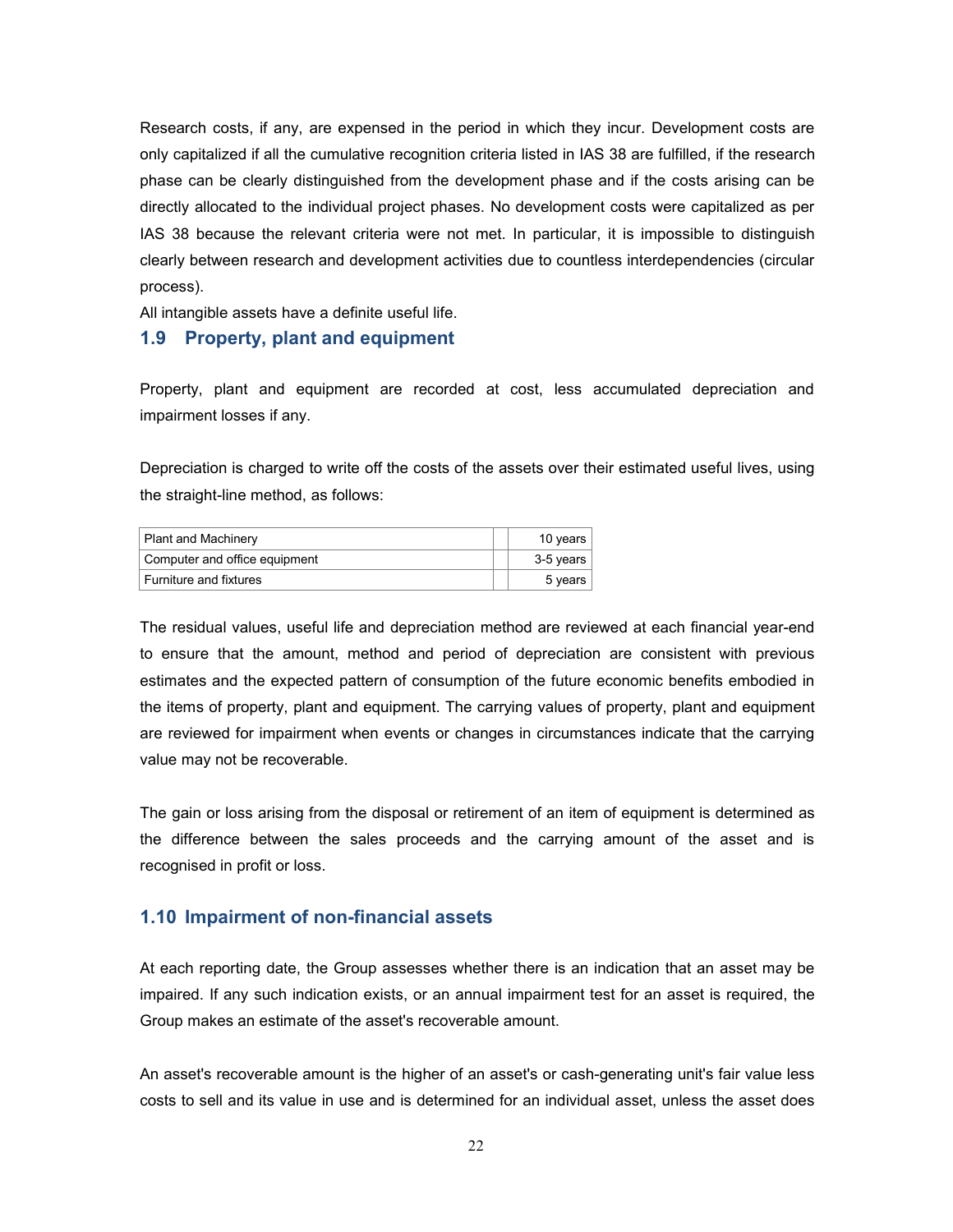Research costs, if any, are expensed in the period in which they incur. Development costs are only capitalized if all the cumulative recognition criteria listed in IAS 38 are fulfilled, if the research phase can be clearly distinguished from the development phase and if the costs arising can be directly allocated to the individual project phases. No development costs were capitalized as per IAS 38 because the relevant criteria were not met. In particular, it is impossible to distinguish clearly between research and development activities due to countless interdependencies (circular process).

All intangible assets have a definite useful life.

## 1.9 Property, plant and equipment

Property, plant and equipment are recorded at cost, less accumulated depreciation and impairment losses if any.

Depreciation is charged to write off the costs of the assets over their estimated useful lives, using the straight-line method, as follows:

| | | |
|---|---|---|
| Plant and Machinery | | 10 years |
| Computer and office equipment | | 3-5 years |
| Furniture and fixtures | | 5 years |

The residual values, useful life and depreciation method are reviewed at each financial year-end to ensure that the amount, method and period of depreciation are consistent with previous estimates and the expected pattern of consumption of the future economic benefits embodied in the items of property, plant and equipment. The carrying values of property, plant and equipment are reviewed for impairment when events or changes in circumstances indicate that the carrying value may not be recoverable.

The gain or loss arising from the disposal or retirement of an item of equipment is determined as the difference between the sales proceeds and the carrying amount of the asset and is recognised in profit or loss.

## 1.10 Impairment of non-financial assets

At each reporting date, the Group assesses whether there is an indication that an asset may be impaired. If any such indication exists, or an annual impairment test for an asset is required, the Group makes an estimate of the asset's recoverable amount.

An asset's recoverable amount is the higher of an asset's or cash-generating unit's fair value less costs to sell and its value in use and is determined for an individual asset, unless the asset does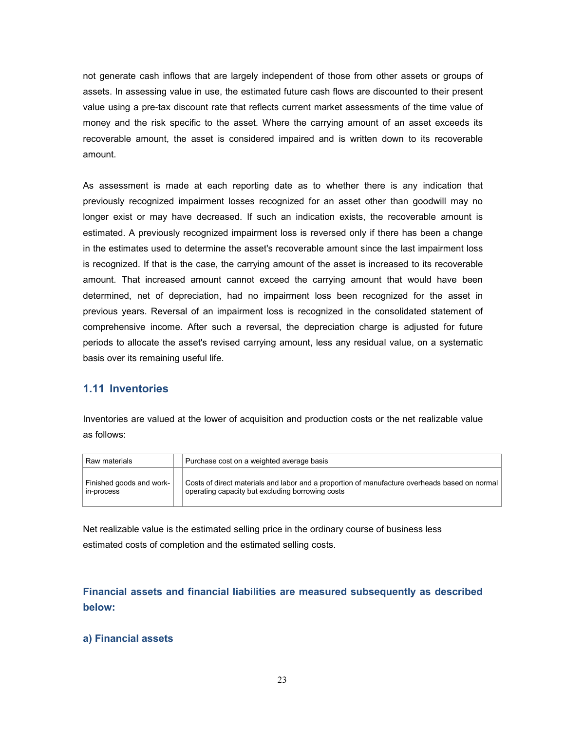not generate cash inflows that are largely independent of those from other assets or groups of assets. In assessing value in use, the estimated future cash flows are discounted to their present value using a pre-tax discount rate that reflects current market assessments of the time value of money and the risk specific to the asset. Where the carrying amount of an asset exceeds its recoverable amount, the asset is considered impaired and is written down to its recoverable amount.

As assessment is made at each reporting date as to whether there is any indication that previously recognized impairment losses recognized for an asset other than goodwill may no longer exist or may have decreased. If such an indication exists, the recoverable amount is estimated. A previously recognized impairment loss is reversed only if there has been a change in the estimates used to determine the asset's recoverable amount since the last impairment loss is recognized. If that is the case, the carrying amount of the asset is increased to its recoverable amount. That increased amount cannot exceed the carrying amount that would have been determined, net of depreciation, had no impairment loss been recognized for the asset in previous years. Reversal of an impairment loss is recognized in the consolidated statement of comprehensive income. After such a reversal, the depreciation charge is adjusted for future periods to allocate the asset's revised carrying amount, less any residual value, on a systematic basis over its remaining useful life.

## 1.11 Inventories

Inventories are valued at the lower of acquisition and production costs or the net realizable value as follows:

| | | |
|---|---|---|
| Raw materials | | Purchase cost on a weighted average basis |
| Finished goods and work-in-process | | Costs of direct materials and labor and a proportion of manufacture overheads based on normal operating capacity but excluding borrowing costs |

Net realizable value is the estimated selling price in the ordinary course of business less estimated costs of completion and the estimated selling costs.

### Financial assets and financial liabilities are measured subsequently as described below:

### a) Financial assets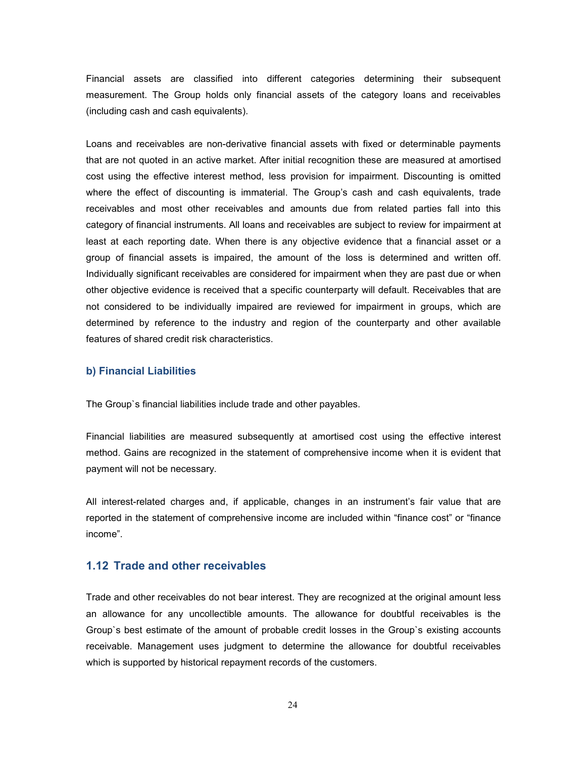Financial assets are classified into different categories determining their subsequent measurement. The Group holds only financial assets of the category loans and receivables (including cash and cash equivalents).

Loans and receivables are non-derivative financial assets with fixed or determinable payments that are not quoted in an active market. After initial recognition these are measured at amortised cost using the effective interest method, less provision for impairment. Discounting is omitted where the effect of discounting is immaterial. The Group's cash and cash equivalents, trade receivables and most other receivables and amounts due from related parties fall into this category of financial instruments. All loans and receivables are subject to review for impairment at least at each reporting date. When there is any objective evidence that a financial asset or a group of financial assets is impaired, the amount of the loss is determined and written off. Individually significant receivables are considered for impairment when they are past due or when other objective evidence is received that a specific counterparty will default. Receivables that are not considered to be individually impaired are reviewed for impairment in groups, which are determined by reference to the industry and region of the counterparty and other available features of shared credit risk characteristics.

### b) Financial Liabilities

The Group`s financial liabilities include trade and other payables.

Financial liabilities are measured subsequently at amortised cost using the effective interest method. Gains are recognized in the statement of comprehensive income when it is evident that payment will not be necessary.

All interest-related charges and, if applicable, changes in an instrument's fair value that are reported in the statement of comprehensive income are included within "finance cost" or "finance income".

## 1.12 Trade and other receivables

Trade and other receivables do not bear interest. They are recognized at the original amount less an allowance for any uncollectible amounts. The allowance for doubtful receivables is the Group`s best estimate of the amount of probable credit losses in the Group`s existing accounts receivable. Management uses judgment to determine the allowance for doubtful receivables which is supported by historical repayment records of the customers.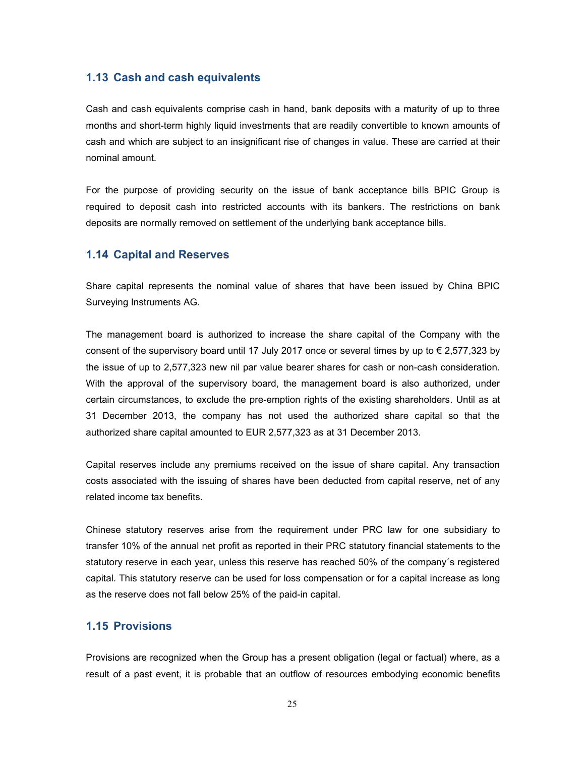## 1.13 Cash and cash equivalents

Cash and cash equivalents comprise cash in hand, bank deposits with a maturity of up to three months and short-term highly liquid investments that are readily convertible to known amounts of cash and which are subject to an insignificant rise of changes in value. These are carried at their nominal amount.

For the purpose of providing security on the issue of bank acceptance bills BPIC Group is required to deposit cash into restricted accounts with its bankers. The restrictions on bank deposits are normally removed on settlement of the underlying bank acceptance bills.

## 1.14 Capital and Reserves

Share capital represents the nominal value of shares that have been issued by China BPIC Surveying Instruments AG.

The management board is authorized to increase the share capital of the Company with the consent of the supervisory board until 17 July 2017 once or several times by up to € 2,577,323 by the issue of up to 2,577,323 new nil par value bearer shares for cash or non-cash consideration. With the approval of the supervisory board, the management board is also authorized, under certain circumstances, to exclude the pre-emption rights of the existing shareholders. Until as at 31 December 2013, the company has not used the authorized share capital so that the authorized share capital amounted to EUR 2,577,323 as at 31 December 2013.

Capital reserves include any premiums received on the issue of share capital. Any transaction costs associated with the issuing of shares have been deducted from capital reserve, net of any related income tax benefits.

Chinese statutory reserves arise from the requirement under PRC law for one subsidiary to transfer 10% of the annual net profit as reported in their PRC statutory financial statements to the statutory reserve in each year, unless this reserve has reached 50% of the company´s registered capital. This statutory reserve can be used for loss compensation or for a capital increase as long as the reserve does not fall below 25% of the paid-in capital.

## 1.15 Provisions

Provisions are recognized when the Group has a present obligation (legal or factual) where, as a result of a past event, it is probable that an outflow of resources embodying economic benefits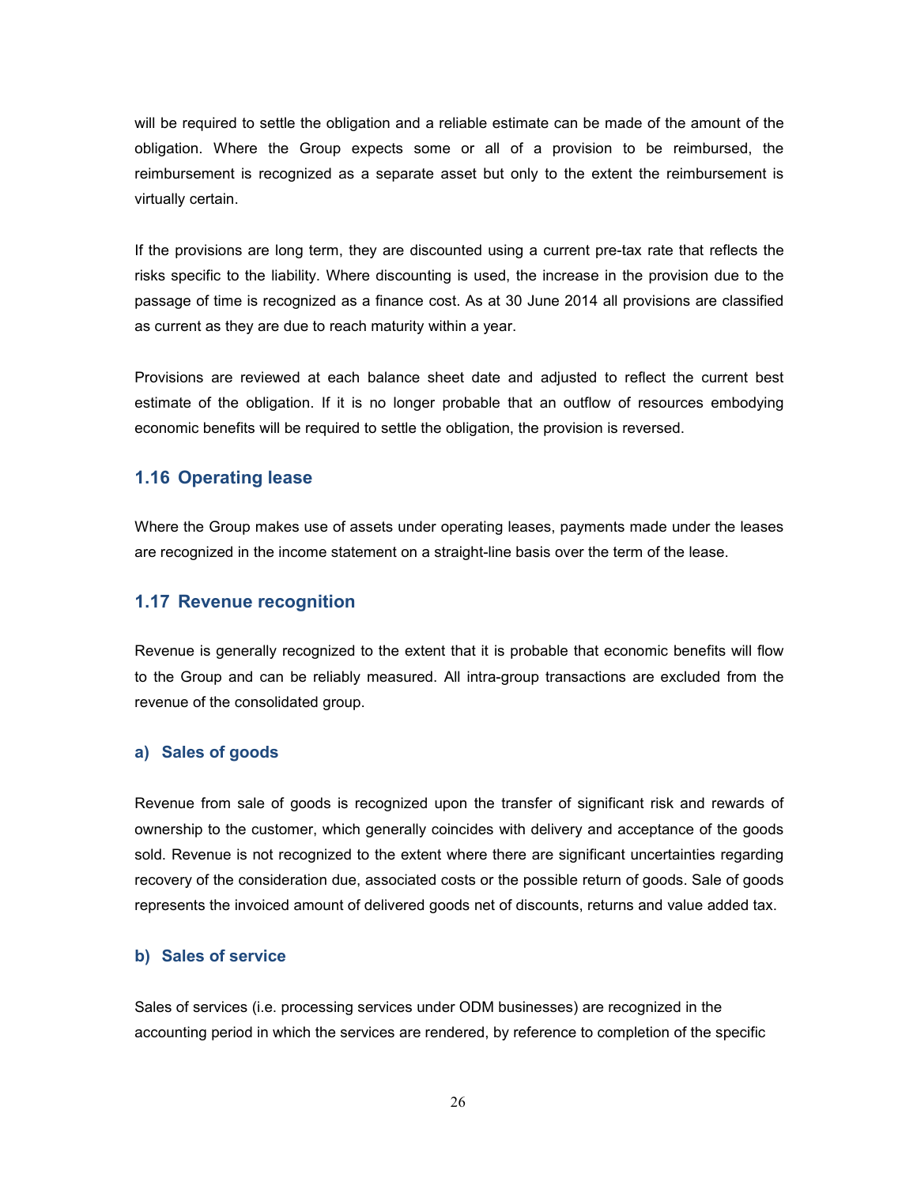will be required to settle the obligation and a reliable estimate can be made of the amount of the obligation. Where the Group expects some or all of a provision to be reimbursed, the reimbursement is recognized as a separate asset but only to the extent the reimbursement is virtually certain.

If the provisions are long term, they are discounted using a current pre-tax rate that reflects the risks specific to the liability. Where discounting is used, the increase in the provision due to the passage of time is recognized as a finance cost. As at 30 June 2014 all provisions are classified as current as they are due to reach maturity within a year.

Provisions are reviewed at each balance sheet date and adjusted to reflect the current best estimate of the obligation. If it is no longer probable that an outflow of resources embodying economic benefits will be required to settle the obligation, the provision is reversed.

## 1.16 Operating lease

Where the Group makes use of assets under operating leases, payments made under the leases are recognized in the income statement on a straight-line basis over the term of the lease.

## 1.17 Revenue recognition

Revenue is generally recognized to the extent that it is probable that economic benefits will flow to the Group and can be reliably measured. All intra-group transactions are excluded from the revenue of the consolidated group.

### a) Sales of goods

Revenue from sale of goods is recognized upon the transfer of significant risk and rewards of ownership to the customer, which generally coincides with delivery and acceptance of the goods sold. Revenue is not recognized to the extent where there are significant uncertainties regarding recovery of the consideration due, associated costs or the possible return of goods. Sale of goods represents the invoiced amount of delivered goods net of discounts, returns and value added tax.

### b) Sales of service

Sales of services (i.e. processing services under ODM businesses) are recognized in the accounting period in which the services are rendered, by reference to completion of the specific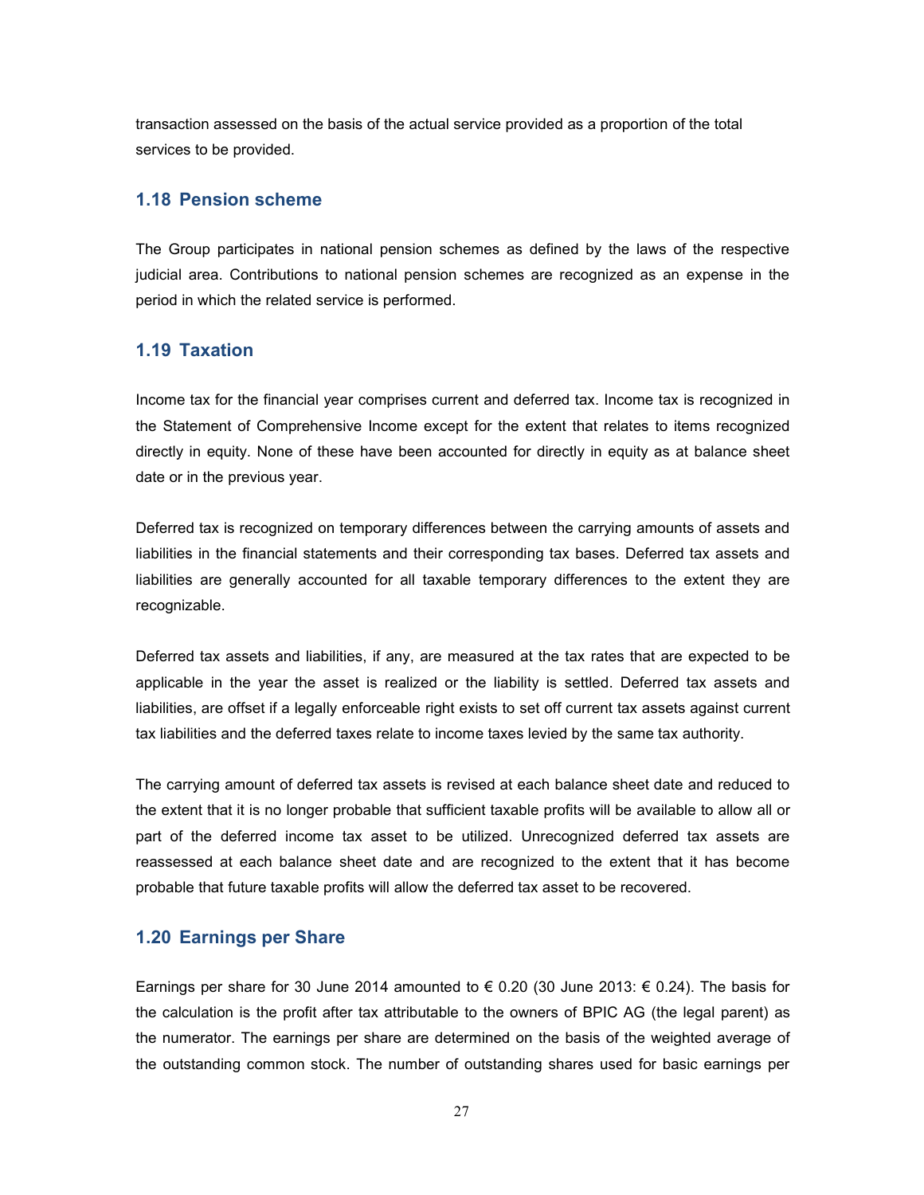transaction assessed on the basis of the actual service provided as a proportion of the total services to be provided.

## 1.18 Pension scheme

The Group participates in national pension schemes as defined by the laws of the respective judicial area. Contributions to national pension schemes are recognized as an expense in the period in which the related service is performed.

## 1.19 Taxation

Income tax for the financial year comprises current and deferred tax. Income tax is recognized in the Statement of Comprehensive Income except for the extent that relates to items recognized directly in equity. None of these have been accounted for directly in equity as at balance sheet date or in the previous year.

Deferred tax is recognized on temporary differences between the carrying amounts of assets and liabilities in the financial statements and their corresponding tax bases. Deferred tax assets and liabilities are generally accounted for all taxable temporary differences to the extent they are recognizable.

Deferred tax assets and liabilities, if any, are measured at the tax rates that are expected to be applicable in the year the asset is realized or the liability is settled. Deferred tax assets and liabilities, are offset if a legally enforceable right exists to set off current tax assets against current tax liabilities and the deferred taxes relate to income taxes levied by the same tax authority.

The carrying amount of deferred tax assets is revised at each balance sheet date and reduced to the extent that it is no longer probable that sufficient taxable profits will be available to allow all or part of the deferred income tax asset to be utilized. Unrecognized deferred tax assets are reassessed at each balance sheet date and are recognized to the extent that it has become probable that future taxable profits will allow the deferred tax asset to be recovered.

## 1.20 Earnings per Share

Earnings per share for 30 June 2014 amounted to € 0.20 (30 June 2013: € 0.24). The basis for the calculation is the profit after tax attributable to the owners of BPIC AG (the legal parent) as the numerator. The earnings per share are determined on the basis of the weighted average of the outstanding common stock. The number of outstanding shares used for basic earnings per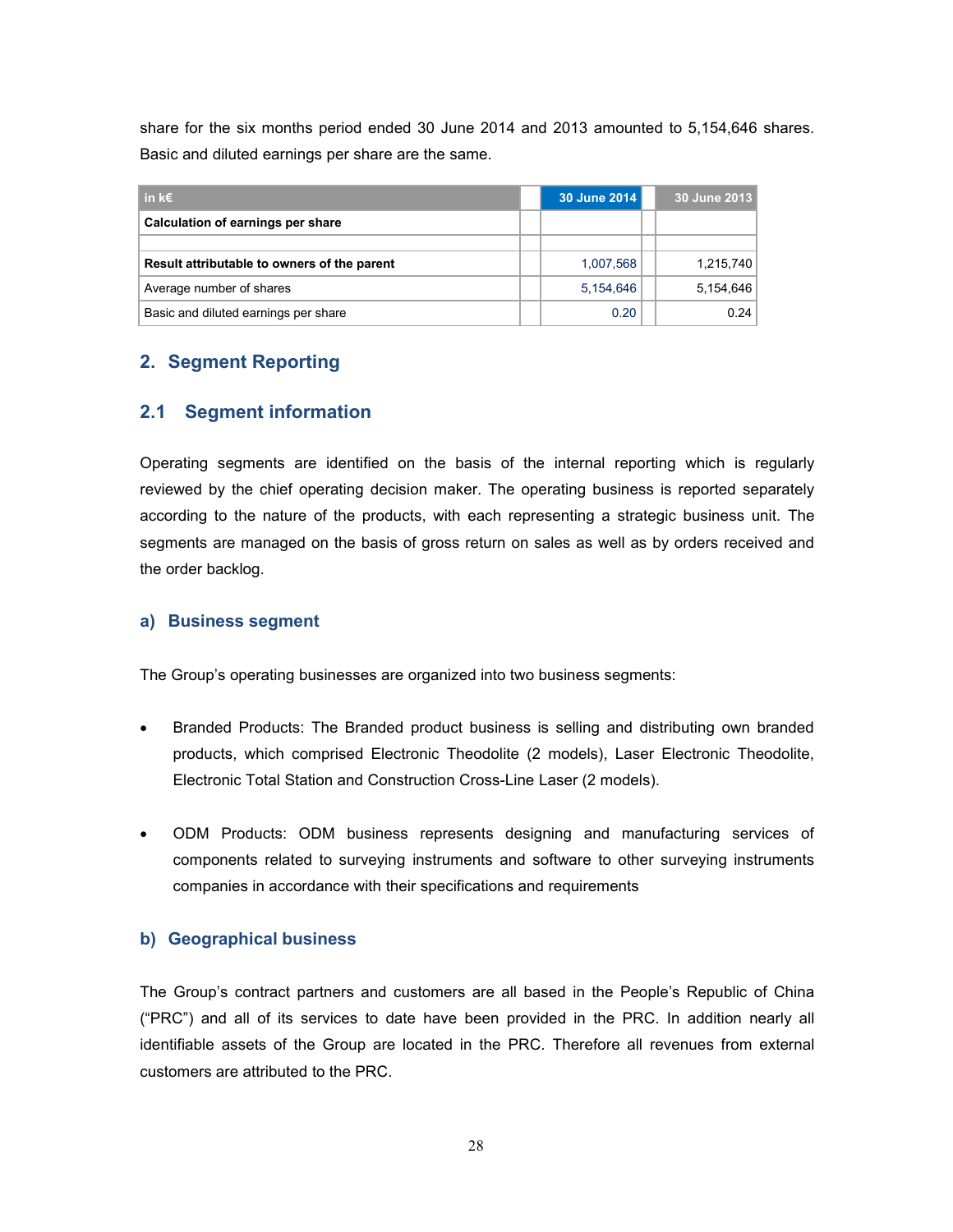share for the six months period ended 30 June 2014 and 2013 amounted to 5,154,646 shares. Basic and diluted earnings per share are the same.

| in k€ | 30 June 2014 | 30 June 2013 |
|---|---|---|
| **Calculation of earnings per share** | | |
| | | |
| **Result attributable to owners of the parent** | 1,007,568 | 1,215,740 |
| Average number of shares | 5,154,646 | 5,154,646 |
| Basic and diluted earnings per share | 0.20 | 0.24 |

## 2. Segment Reporting

### 2.1 Segment information

Operating segments are identified on the basis of the internal reporting which is regularly reviewed by the chief operating decision maker. The operating business is reported separately according to the nature of the products, with each representing a strategic business unit. The segments are managed on the basis of gross return on sales as well as by orders received and the order backlog.

#### a) Business segment

The Group's operating businesses are organized into two business segments:

- Branded Products: The Branded product business is selling and distributing own branded products, which comprised Electronic Theodolite (2 models), Laser Electronic Theodolite, Electronic Total Station and Construction Cross-Line Laser (2 models).

- ODM Products: ODM business represents designing and manufacturing services of components related to surveying instruments and software to other surveying instruments companies in accordance with their specifications and requirements

#### b) Geographical business

The Group's contract partners and customers are all based in the People's Republic of China ("PRC") and all of its services to date have been provided in the PRC. In addition nearly all identifiable assets of the Group are located in the PRC. Therefore all revenues from external customers are attributed to the PRC.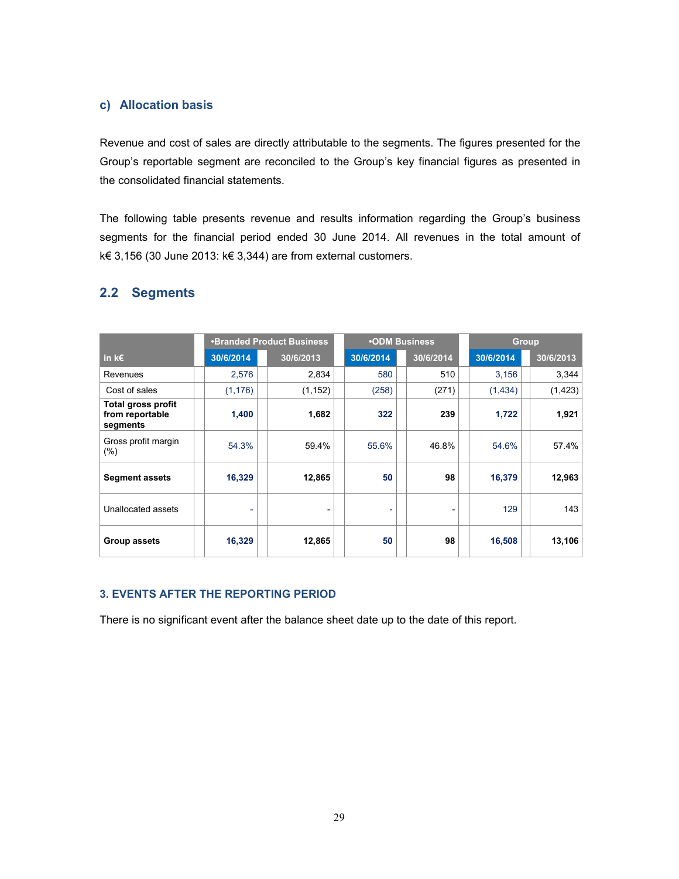### c) Allocation basis

Revenue and cost of sales are directly attributable to the segments. The figures presented for the Group's reportable segment are reconciled to the Group's key financial figures as presented in the consolidated financial statements.

The following table presents revenue and results information regarding the Group's business segments for the financial period ended 30 June 2014. All revenues in the total amount of k€ 3,156 (30 June 2013: k€ 3,344) are from external customers.

## 2.2 Segments

| in k€ | •Branded Product Business | | •ODM Business | | Group | |
|---|---|---|---|---|---|---|
| | 30/6/2014 | 30/6/2013 | 30/6/2014 | 30/6/2014 | 30/6/2014 | 30/6/2013 |
| Revenues | 2,576 | 2,834 | 580 | 510 | 3,156 | 3,344 |
| Cost of sales | (1,176) | (1,152) | (258) | (271) | (1,434) | (1,423) |
| **Total gross profit from reportable segments** | **1,400** | **1,682** | **322** | **239** | **1,722** | **1,921** |
| Gross profit margin (%) | 54.3% | 59.4% | 55.6% | 46.8% | 54.6% | 57.4% |
| **Segment assets** | **16,329** | **12,865** | **50** | **98** | **16,379** | **12,963** |
| Unallocated assets | - | - | - | - | 129 | 143 |
| **Group assets** | **16,329** | **12,865** | **50** | **98** | **16,508** | **13,106** |

### 3. EVENTS AFTER THE REPORTING PERIOD

There is no significant event after the balance sheet date up to the date of this report.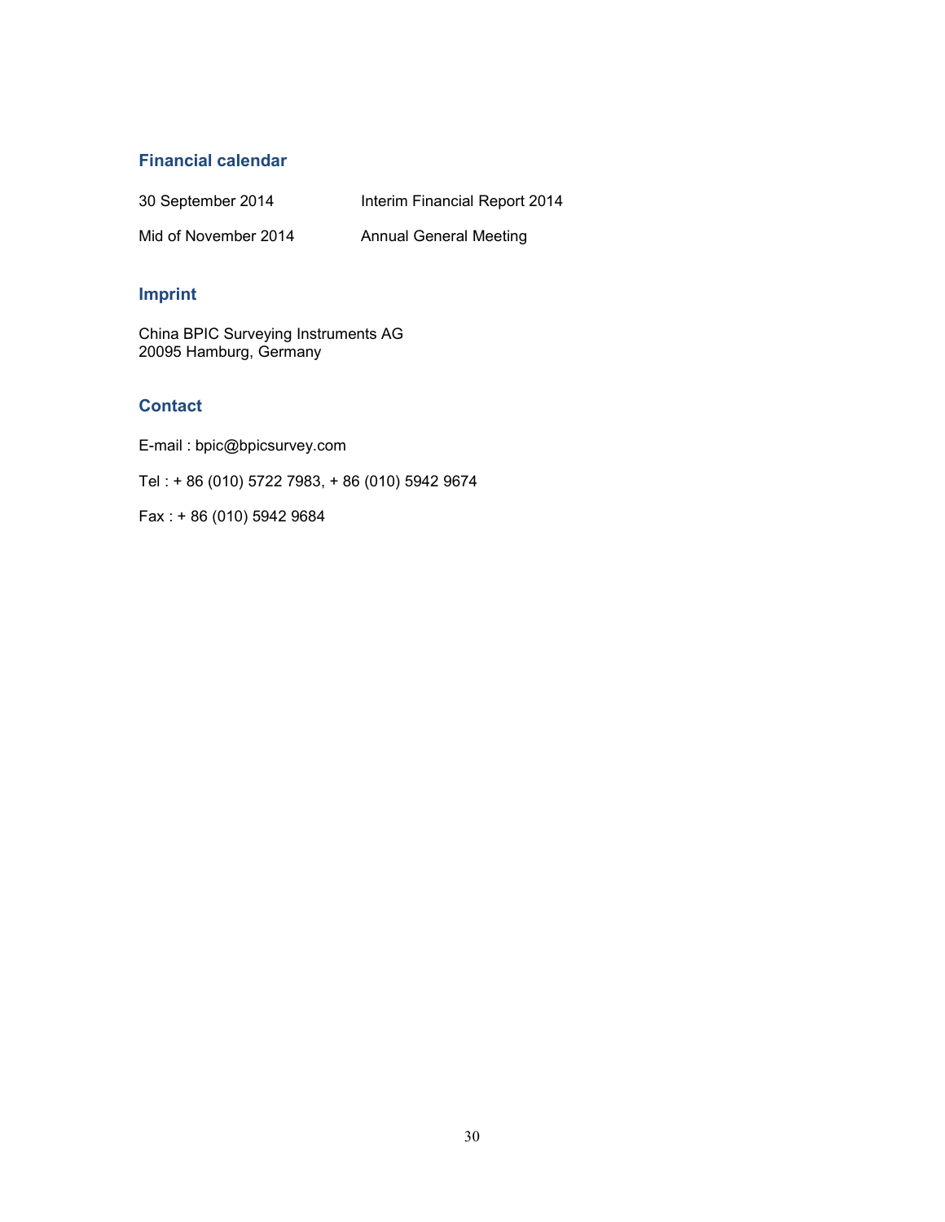## Financial calendar

| | |
|---|---|
| 30 September 2014 | Interim Financial Report 2014 |
| Mid of November 2014 | Annual General Meeting |

## Imprint

China BPIC Surveying Instruments AG
20095 Hamburg, Germany

## Contact

E-mail : bpic@bpicsurvey.com

Tel : + 86 (010) 5722 7983, + 86 (010) 5942 9674

Fax : + 86 (010) 5942 9684